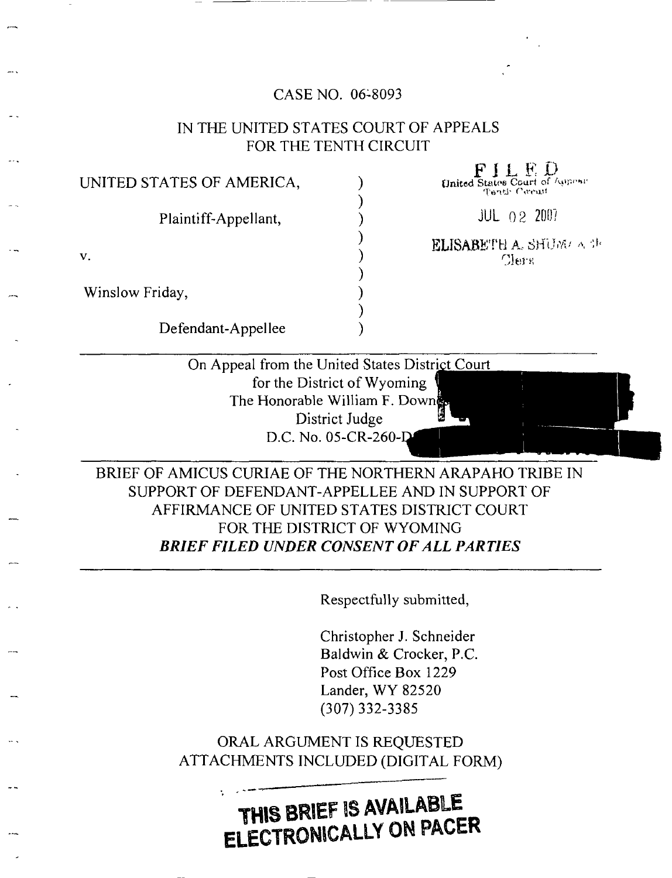CASE NO. 06-8093

IN THE UNITED STATES COURT OF APPEALS
FOR THE TENTH CIRCUIT

| | | |
|---|---|---|
| UNITED STATES OF AMERICA, | ) | FILED<br>United States Court of Appeals<br>Tenth Circuit |
| Plaintiff-Appellant, | ) | JUL 02 2007 |
| v. | ) | ELISABETH A. SHUMAKER<br>Clerk |
| Winslow Friday, | ) | |
| Defendant-Appellee | ) | |

On Appeal from the United States District Court
for the District of Wyoming
The Honorable William F. Downes
District Judge
D.C. No. 05-CR-260-D

BRIEF OF AMICUS CURIAE OF THE NORTHERN ARAPAHO TRIBE IN SUPPORT OF DEFENDANT-APPELLEE AND IN SUPPORT OF AFFIRMANCE OF UNITED STATES DISTRICT COURT FOR THE DISTRICT OF WYOMING

***BRIEF FILED UNDER CONSENT OF ALL PARTIES***

Respectfully submitted,

Christopher J. Schneider
Baldwin & Crocker, P.C.
Post Office Box 1229
Lander, WY 82520
(307) 332-3385

ORAL ARGUMENT IS REQUESTED
ATTACHMENTS INCLUDED (DIGITAL FORM)

**THIS BRIEF IS AVAILABLE ELECTRONICALLY ON PACER**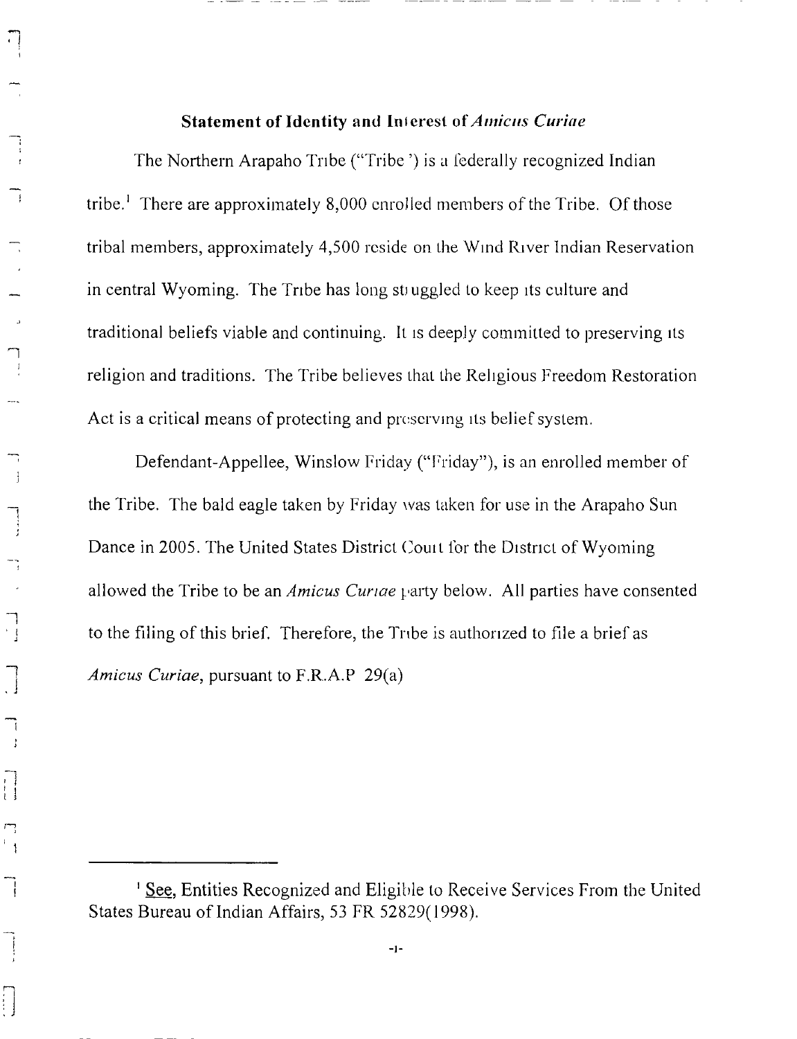## Statement of Identity and Interest of *Amicus Curiae*

The Northern Arapaho Tribe ("Tribe") is a federally recognized Indian tribe.[1] There are approximately 8,000 enrolled members of the Tribe. Of those tribal members, approximately 4,500 reside on the Wind River Indian Reservation in central Wyoming. The Tribe has long struggled to keep its culture and traditional beliefs viable and continuing. It is deeply committed to preserving its religion and traditions. The Tribe believes that the Religious Freedom Restoration Act is a critical means of protecting and preserving its belief system.

Defendant-Appellee, Winslow Friday ("Friday"), is an enrolled member of the Tribe. The bald eagle taken by Friday was taken for use in the Arapaho Sun Dance in 2005. The United States District Court for the District of Wyoming allowed the Tribe to be an *Amicus Curiae* party below. All parties have consented to the filing of this brief. Therefore, the Tribe is authorized to file a brief as *Amicus Curiae*, pursuant to F.R.A.P 29(a)

---

[1] See, Entities Recognized and Eligible to Receive Services From the United States Bureau of Indian Affairs, 53 FR 52829(1998).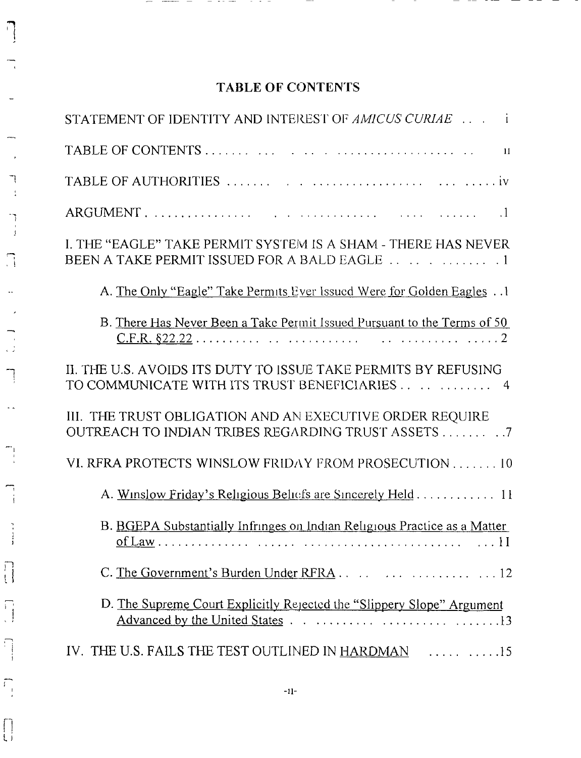# TABLE OF CONTENTS

STATEMENT OF IDENTITY AND INTEREST OF *AMICUS CURIAE* . . . i

TABLE OF CONTENTS . . . . . . . . . . . . . . . . . . . . . . . . . . . . . . . . ii

TABLE OF AUTHORITIES . . . . . . . . . . . . . . . . . . . . . . . . . . . . . iv

ARGUMENT . . . . . . . . . . . . . . . . . . . . . . . . . . . . . . . . . . . . . . . . . 1

I. THE "EAGLE" TAKE PERMIT SYSTEM IS A SHAM - THERE HAS NEVER BEEN A TAKE PERMIT ISSUED FOR A BALD EAGLE . . . . . . . . . . . . 1

- A. The Only "Eagle" Take Permits Ever Issued Were for Golden Eagles . . 1
- B. There Has Never Been a Take Permit Issued Pursuant to the Terms of 50 C.F.R. §22.22 . . . . . . . . . . . . . . . . . . . . . . . . . . . . . . . . . . . . . . 2

II. THE U.S. AVOIDS ITS DUTY TO ISSUE TAKE PERMITS BY REFUSING TO COMMUNICATE WITH ITS TRUST BENEFICIARIES . . . . . . . . . . . 4

III. THE TRUST OBLIGATION AND AN EXECUTIVE ORDER REQUIRE OUTREACH TO INDIAN TRIBES REGARDING TRUST ASSETS . . . . . . . . 7

VI. RFRA PROTECTS WINSLOW FRIDAY FROM PROSECUTION . . . . . . . 10

- A. Winslow Friday's Religious Beliefs are Sincerely Held . . . . . . . . . . . 11
- B. BGEPA Substantially Infringes on Indian Religious Practice as a Matter of Law . . . . . . . . . . . . . . . . . . . . . . . . . . . . . . . . . . . . . . . . . . . 11
- C. The Government's Burden Under RFRA . . . . . . . . . . . . . . . . . . . 12
- D. The Supreme Court Explicitly Rejected the "Slippery Slope" Argument Advanced by the United States . . . . . . . . . . . . . . . . . . . . . . . . . . 13

IV. THE U.S. FAILS THE TEST OUTLINED IN HARDMAN . . . . . . . . . . 15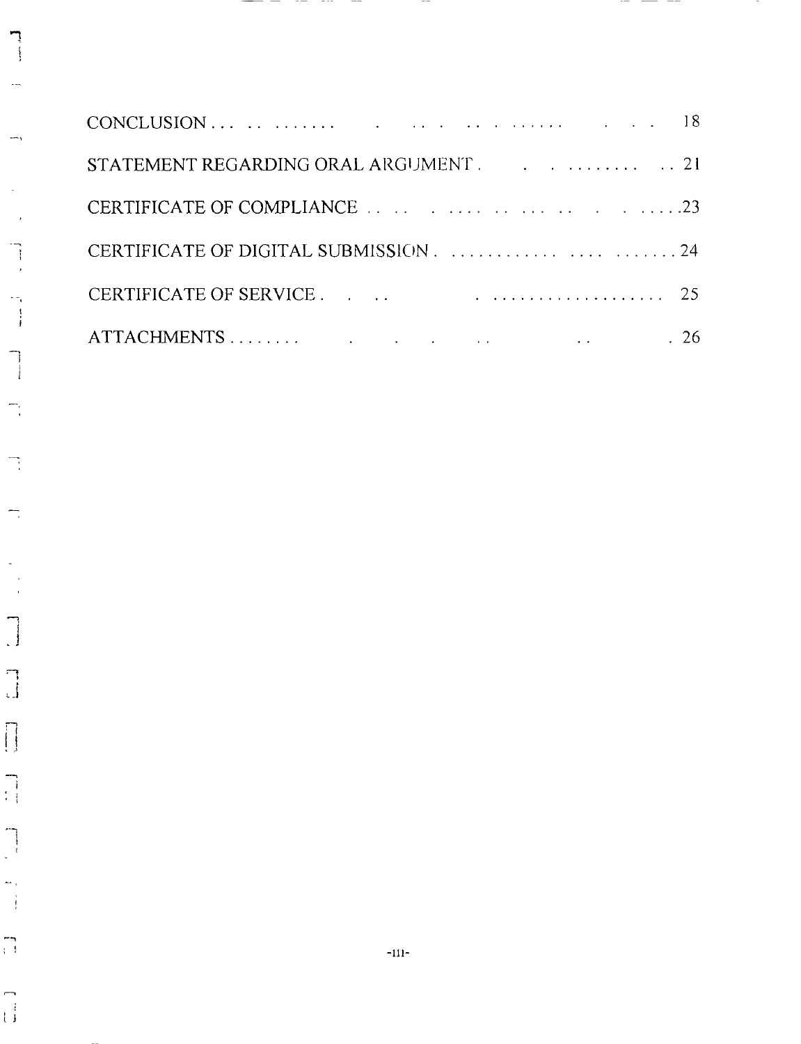CONCLUSION . . . . . . . . . . . . . . . . . . . . . . . . . 18

STATEMENT REGARDING ORAL ARGUMENT . . . . . . . . . . . . 21

CERTIFICATE OF COMPLIANCE . . . . . . . . . . . . . . . . . . 23

CERTIFICATE OF DIGITAL SUBMISSION . . . . . . . . . . . . . . . 24

CERTIFICATE OF SERVICE . . . . . . . . . . . . . . . . . . . . . 25

ATTACHMENTS . . . . . . . . . . . . . . . . . . . . . . . . . 26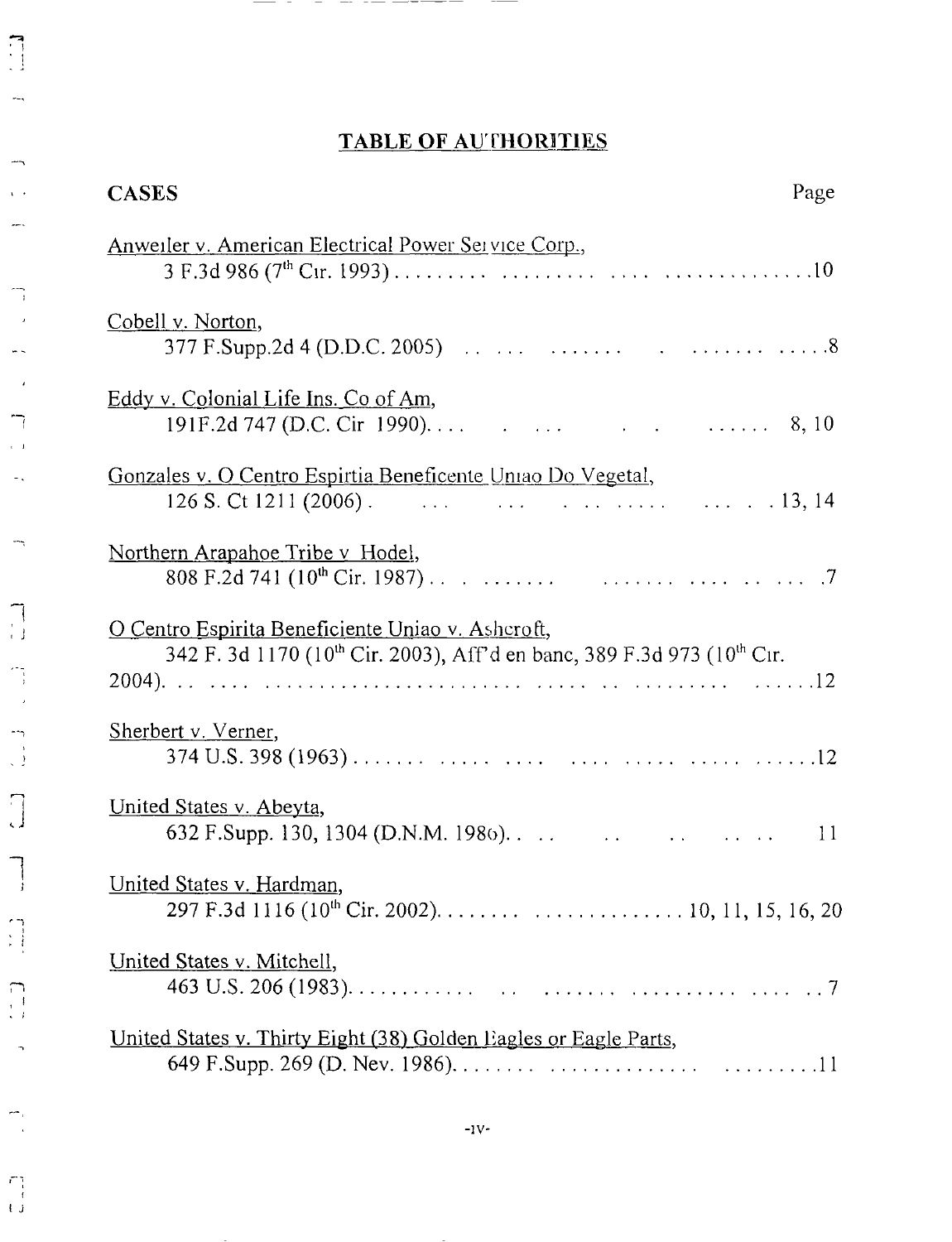## TABLE OF AUTHORITIES

**CASES** Page

Anweiler v. American Electrical Power Service Corp.,
3 F.3d 986 (7th Cir. 1993) . . . . . . . . . . . . . . . . . . . . . . . . . . . . . . . . .10

Cobell v. Norton,
377 F.Supp.2d 4 (D.D.C. 2005) . . . . . . . . . . . . . . . . . . . . . . . . . . . . . .8

Eddy v. Colonial Life Ins. Co of Am,
191F.2d 747 (D.C. Cir 1990). . . . . . . . . . . . . . . . . . . . . . . . . . . 8, 10

Gonzales v. O Centro Espirtia Beneficente Uniao Do Vegetal,
126 S. Ct 1211 (2006) . . . . . . . . . . . . . . . . . . . . . . . . . . . . . 13, 14

Northern Arapahoe Tribe v Hodel,
808 F.2d 741 (10th Cir. 1987) . . . . . . . . . . . . . . . . . . . . . . . . . . . . . . .7

O Centro Espirita Beneficiente Uniao v. Ashcroft,
342 F. 3d 1170 (10th Cir. 2003), Aff'd en banc, 389 F.3d 973 (10th Cir. 2004). . . . . . . . . . . . . . . . . . . . . . . . . . . . . . . . . . . . . . . . . . . . . . . .12

Sherbert v. Verner,
374 U.S. 398 (1963) . . . . . . . . . . . . . . . . . . . . . . . . . . . . . . . . . . . . .12

United States v. Abeyta,
632 F.Supp. 130, 1304 (D.N.M. 1986). . . . . . . . . . . . . . . . . . . . . . 11

United States v. Hardman,
297 F.3d 1116 (10th Cir. 2002). . . . . . . . . . . . . . . . . . . . 10, 11, 15, 16, 20

United States v. Mitchell,
463 U.S. 206 (1983). . . . . . . . . . . . . . . . . . . . . . . . . . . . . . . . . . . . . . .7

United States v. Thirty Eight (38) Golden Eagles or Eagle Parts,
649 F.Supp. 269 (D. Nev. 1986). . . . . . . . . . . . . . . . . . . . . . . . . . . . . .11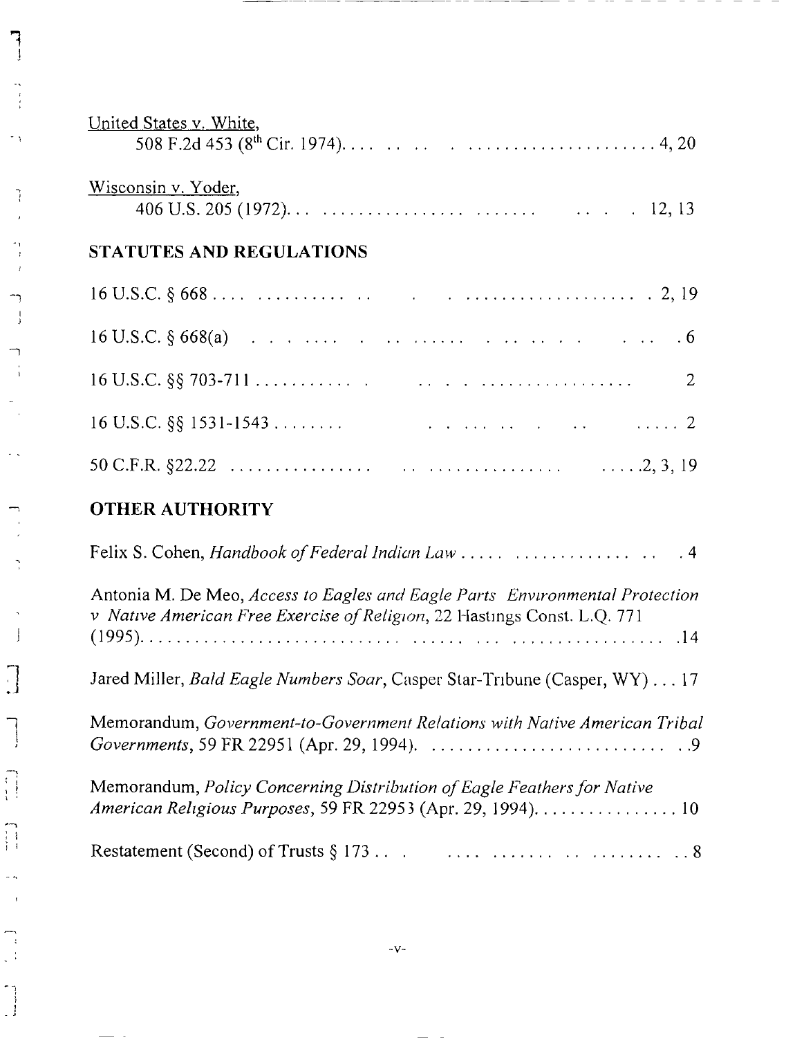United States v. White,
508 F.2d 453 (8th Cir. 1974) . . . . . . . . . . . . . . . . . . . . . . . . . . . . . . 4, 20

Wisconsin v. Yoder,
406 U.S. 205 (1972) . . . . . . . . . . . . . . . . . . . . . . . . . . . . . . . . . . . . 12, 13

## STATUTES AND REGULATIONS

16 U.S.C. § 668 . . . . . . . . . . . . . . . . . . . . . . . . . . . . . . . . . . . . . . . . 2, 19

16 U.S.C. § 668(a) . . . . . . . . . . . . . . . . . . . . . . . . . . . . . . . . . . . . . . 6

16 U.S.C. §§ 703-711 . . . . . . . . . . . . . . . . . . . . . . . . . . . . . . . . . . . . 2

16 U.S.C. §§ 1531-1543 . . . . . . . . . . . . . . . . . . . . . . . . . . . . . . . . . . 2

50 C.F.R. §22.22 . . . . . . . . . . . . . . . . . . . . . . . . . . . . . . . . . . . . . . 2, 3, 19

## OTHER AUTHORITY

Felix S. Cohen, *Handbook of Federal Indian Law* . . . . . . . . . . . . . . . . . . . . 4

Antonia M. De Meo, *Access to Eagles and Eagle Parts Environmental Protection v Native American Free Exercise of Religion*, 22 Hastings Const. L.Q. 771 (1995) . . . . . . . . . . . . . . . . . . . . . . . . . . . . . . . . . . . . . . . . . . . . . 14

Jared Miller, *Bald Eagle Numbers Soar*, Casper Star-Tribune (Casper, WY) . . . 17

Memorandum, *Government-to-Government Relations with Native American Tribal Governments*, 59 FR 22951 (Apr. 29, 1994) . . . . . . . . . . . . . . . . . . . . . . . 9

Memorandum, *Policy Concerning Distribution of Eagle Feathers for Native American Religious Purposes*, 59 FR 22953 (Apr. 29, 1994) . . . . . . . . . . . . . . 10

Restatement (Second) of Trusts § 173 . . . . . . . . . . . . . . . . . . . . . . . . . . . 8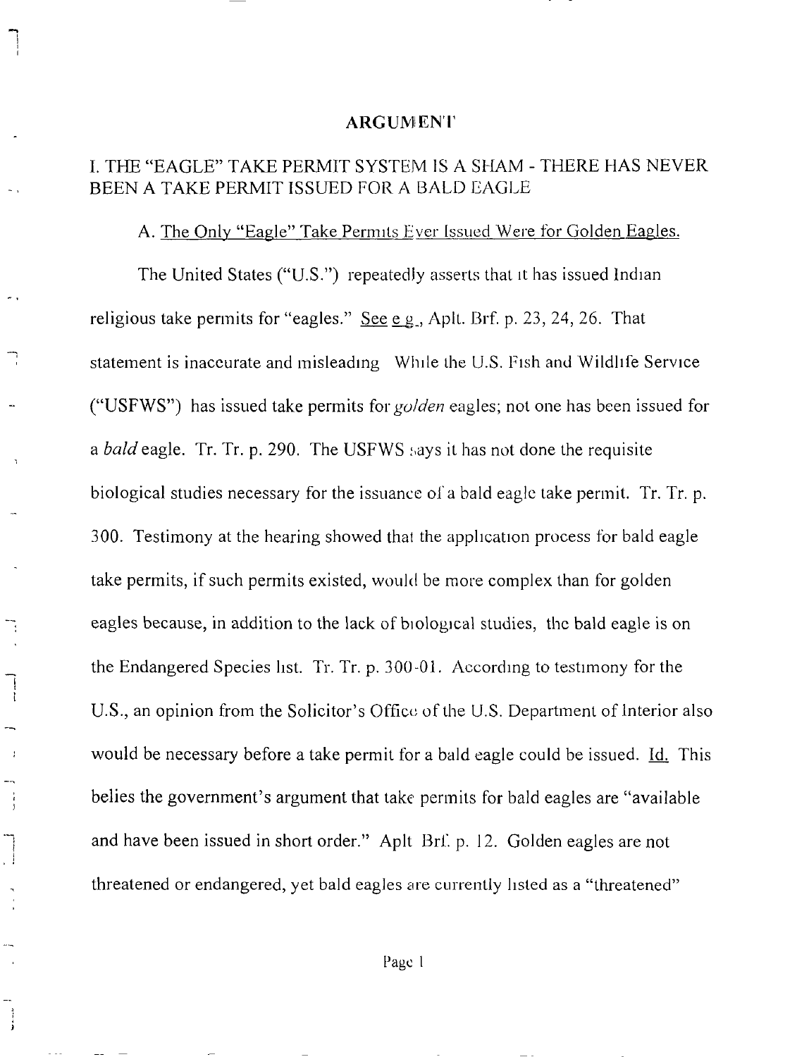# ARGUMENT

## I. THE "EAGLE" TAKE PERMIT SYSTEM IS A SHAM - THERE HAS NEVER BEEN A TAKE PERMIT ISSUED FOR A BALD EAGLE

### A. The Only "Eagle" Take Permits Ever Issued Were for Golden Eagles.

The United States ("U.S.") repeatedly asserts that it has issued Indian religious take permits for "eagles." See e.g., Aplt. Brf. p. 23, 24, 26. That statement is inaccurate and misleading While the U.S. Fish and Wildlife Service ("USFWS") has issued take permits for *golden* eagles; not one has been issued for a *bald* eagle. Tr. Tr. p. 290. The USFWS says it has not done the requisite biological studies necessary for the issuance of a bald eagle take permit. Tr. Tr. p. 300. Testimony at the hearing showed that the application process for bald eagle take permits, if such permits existed, would be more complex than for golden eagles because, in addition to the lack of biological studies, the bald eagle is on the Endangered Species list. Tr. Tr. p. 300-01. According to testimony for the U.S., an opinion from the Solicitor's Office of the U.S. Department of Interior also would be necessary before a take permit for a bald eagle could be issued. Id. This belies the government's argument that take permits for bald eagles are "available and have been issued in short order." Aplt Brf. p. 12. Golden eagles are not threatened or endangered, yet bald eagles are currently listed as a "threatened"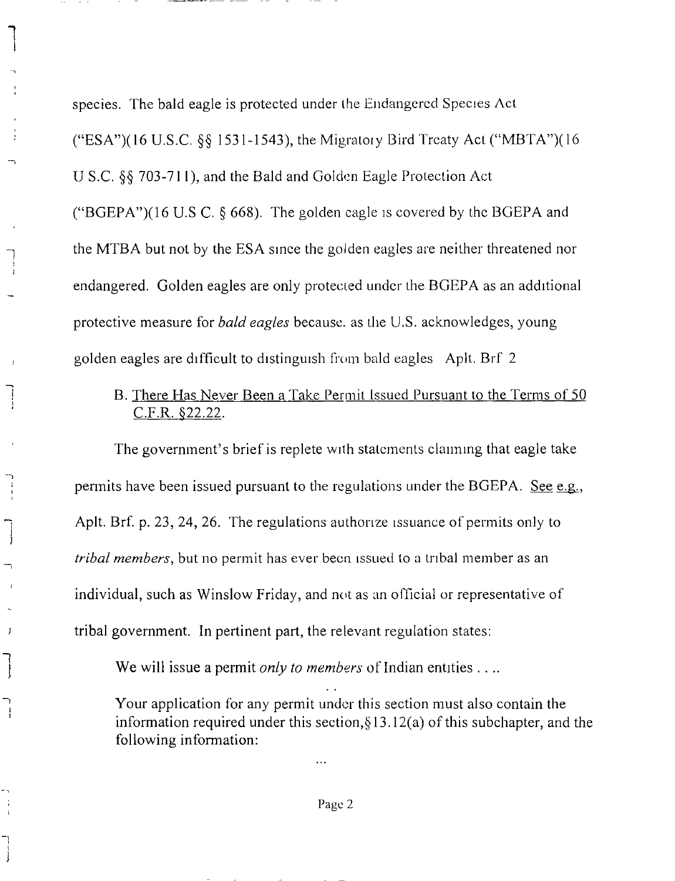species. The bald eagle is protected under the Endangered Species Act ("ESA")(16 U.S.C. §§ 1531-1543), the Migratory Bird Treaty Act ("MBTA")(16 U.S.C. §§ 703-711), and the Bald and Golden Eagle Protection Act ("BGEPA")(16 U.S.C. § 668). The golden eagle is covered by the BGEPA and the MTBA but not by the ESA since the golden eagles are neither threatened nor endangered. Golden eagles are only protected under the BGEPA as an additional protective measure for *bald eagles* because, as the U.S. acknowledges, young golden eagles are difficult to distinguish from bald eagles Aplt. Brf 2

B. There Has Never Been a Take Permit Issued Pursuant to the Terms of 50 C.F.R. §22.22.

The government's brief is replete with statements claiming that eagle take permits have been issued pursuant to the regulations under the BGEPA. See e.g., Aplt. Brf. p. 23, 24, 26. The regulations authorize issuance of permits only to *tribal members*, but no permit has ever been issued to a tribal member as an individual, such as Winslow Friday, and not as an official or representative of tribal government. In pertinent part, the relevant regulation states:

> We will issue a permit *only to members* of Indian entities . . ..
>
> . .
>
> Your application for any permit under this section must also contain the information required under this section,§13.12(a) of this subchapter, and the following information:
>
> . . .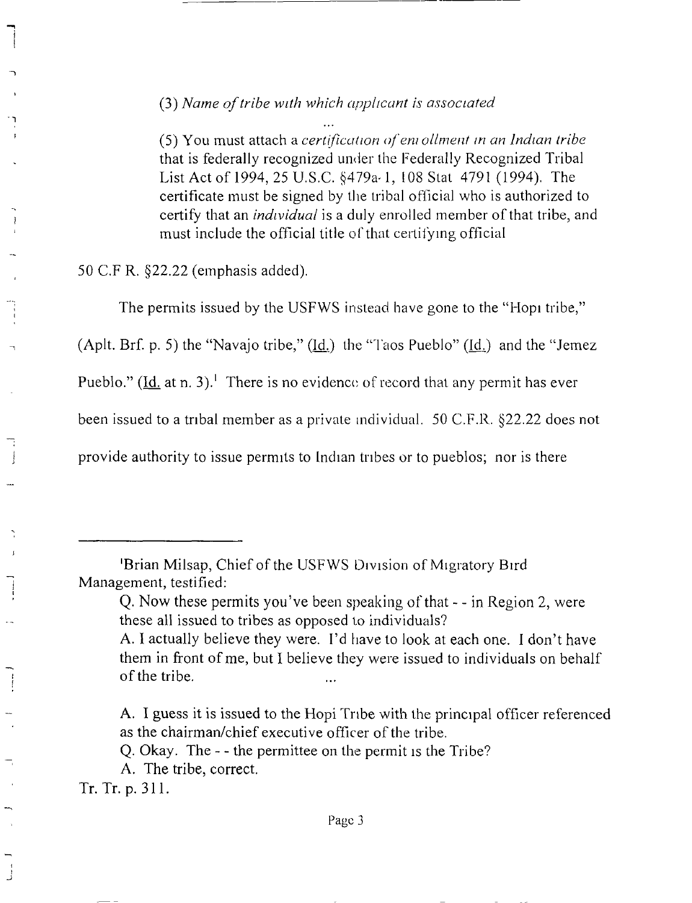(3) *Name of tribe with which applicant is associated*

...

(5) You must attach a *certification of enrollment in an Indian tribe* that is federally recognized under the Federally Recognized Tribal List Act of 1994, 25 U.S.C. §479a-1, 108 Stat 4791 (1994). The certificate must be signed by the tribal official who is authorized to certify that an *individual* is a duly enrolled member of that tribe, and must include the official title of that certifying official

50 C.F R. §22.22 (emphasis added).

The permits issued by the USFWS instead have gone to the "Hopi tribe," (Aplt. Brf. p. 5) the "Navajo tribe," (Id.) the "Taos Pueblo" (Id.) and the "Jemez Pueblo." (Id. at n. 3).[1] There is no evidence of record that any permit has ever been issued to a tribal member as a private individual. 50 C.F.R. §22.22 does not provide authority to issue permits to Indian tribes or to pueblos; nor is there

---

[1]Brian Milsap, Chief of the USFWS Division of Migratory Bird Management, testified:

> Q. Now these permits you've been speaking of that - - in Region 2, were these all issued to tribes as opposed to individuals?
>
> A. I actually believe they were. I'd have to look at each one. I don't have them in front of me, but I believe they were issued to individuals on behalf of the tribe. ...
>
> A. I guess it is issued to the Hopi Tribe with the principal officer referenced as the chairman/chief executive officer of the tribe.
>
> Q. Okay. The - - the permittee on the permit is the Tribe?
>
> A. The tribe, correct.

Tr. Tr. p. 311.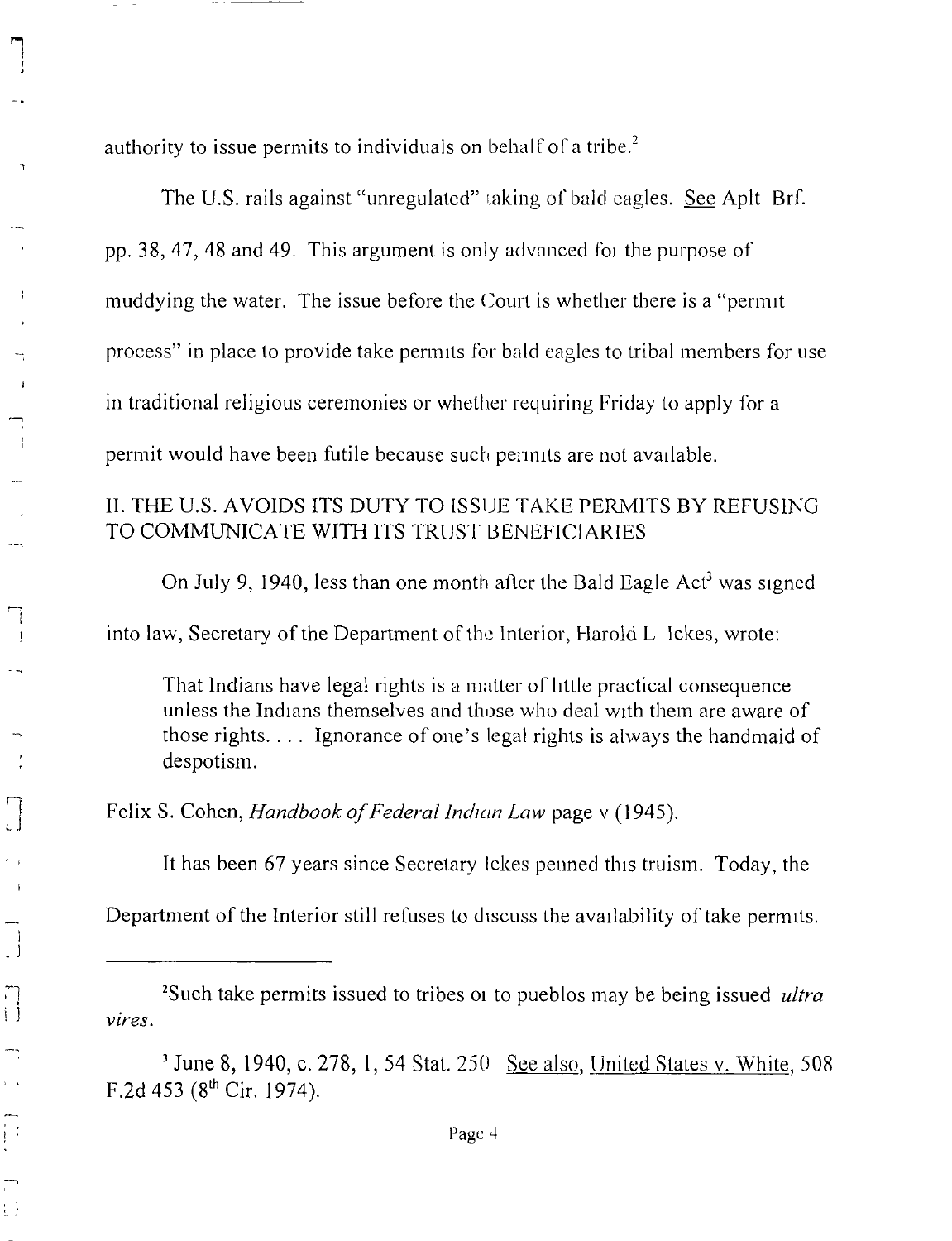authority to issue permits to individuals on behalf of a tribe.[2]

The U.S. rails against "unregulated" taking of bald eagles. See Aplt Brf. pp. 38, 47, 48 and 49. This argument is only advanced for the purpose of muddying the water. The issue before the Court is whether there is a "permit process" in place to provide take permits for bald eagles to tribal members for use in traditional religious ceremonies or whether requiring Friday to apply for a permit would have been futile because such permits are not available.

## II. THE U.S. AVOIDS ITS DUTY TO ISSUE TAKE PERMITS BY REFUSING TO COMMUNICATE WITH ITS TRUST BENEFICIARIES

On July 9, 1940, less than one month after the Bald Eagle Act[3] was signed into law, Secretary of the Department of the Interior, Harold L. Ickes, wrote:

> That Indians have legal rights is a matter of little practical consequence unless the Indians themselves and those who deal with them are aware of those rights. . . . Ignorance of one's legal rights is always the handmaid of despotism.

Felix S. Cohen, *Handbook of Federal Indian Law* page v (1945).

It has been 67 years since Secretary Ickes penned this truism. Today, the Department of the Interior still refuses to discuss the availability of take permits.

---

[2] Such take permits issued to tribes or to pueblos may be being issued *ultra vires*.

[3] June 8, 1940, c. 278, 1, 54 Stat. 250 See also, United States v. White, 508 F.2d 453 (8th Cir. 1974).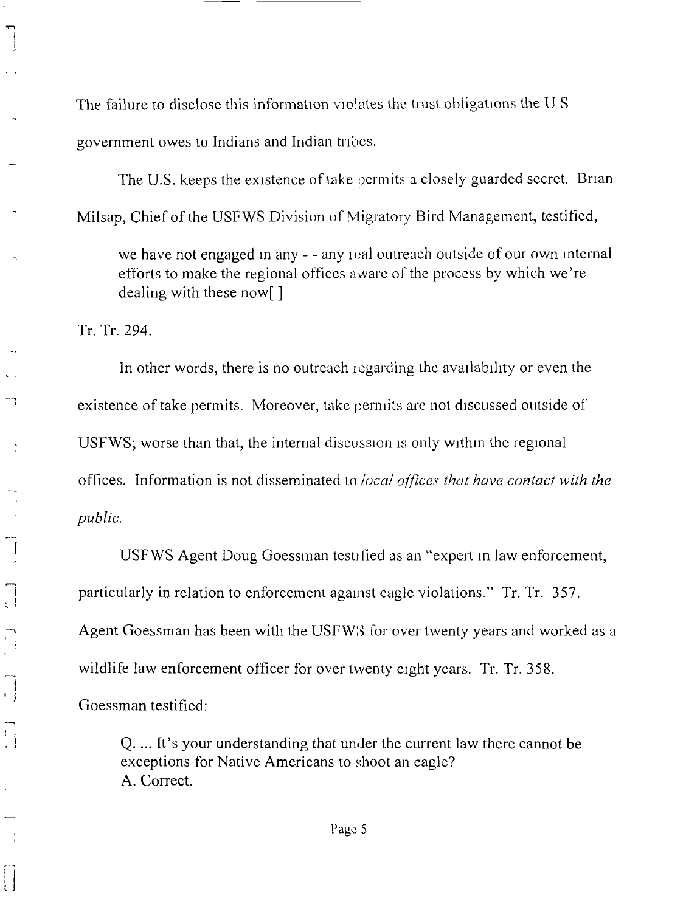The failure to disclose this information violates the trust obligations the U S government owes to Indians and Indian tribes.

The U.S. keeps the existence of take permits a closely guarded secret. Brian Milsap, Chief of the USFWS Division of Migratory Bird Management, testified,

> we have not engaged in any - - any real outreach outside of our own internal efforts to make the regional offices aware of the process by which we're dealing with these now[ ]

Tr. Tr. 294.

In other words, there is no outreach regarding the availability or even the existence of take permits. Moreover, take permits are not discussed outside of USFWS; worse than that, the internal discussion is only within the regional offices. Information is not disseminated to *local offices that have contact with the public.*

USFWS Agent Doug Goessman testified as an "expert in law enforcement, particularly in relation to enforcement against eagle violations." Tr. Tr. 357. Agent Goessman has been with the USFWS for over twenty years and worked as a wildlife law enforcement officer for over twenty eight years. Tr. Tr. 358. Goessman testified:

> Q. ... It's your understanding that under the current law there cannot be exceptions for Native Americans to shoot an eagle?
> A. Correct.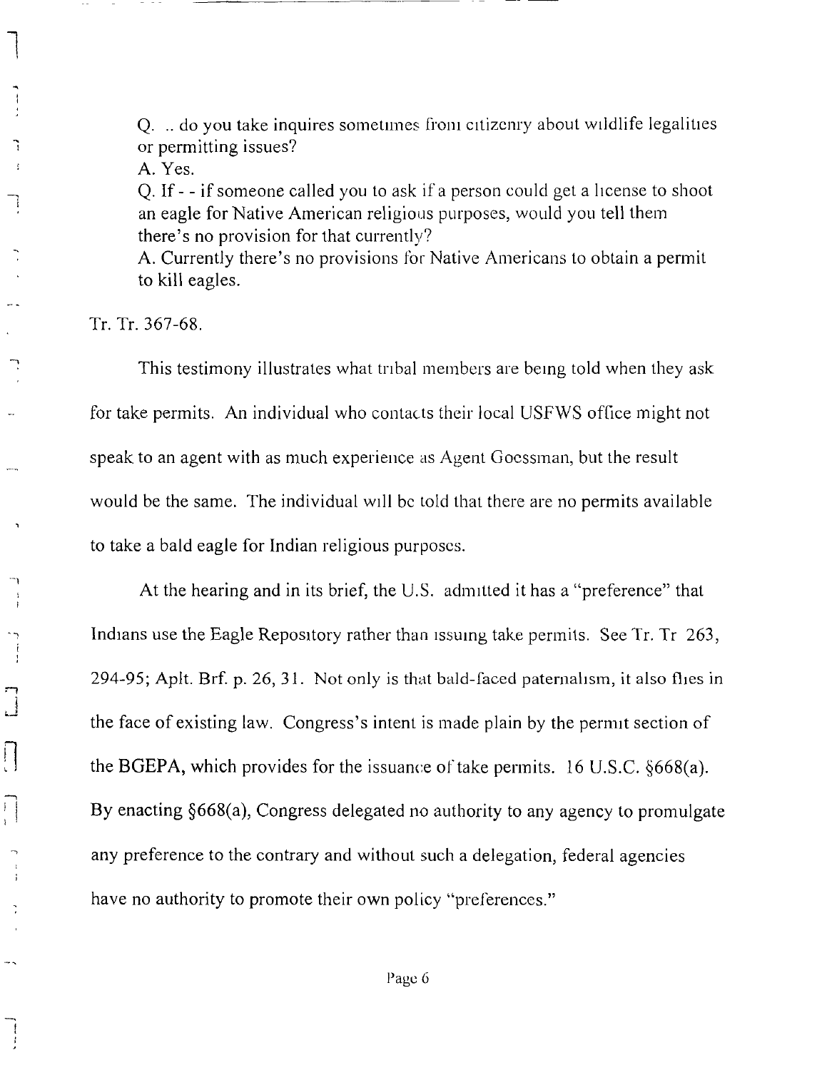Q. .. do you take inquires sometimes from citizenry about wildlife legalities or permitting issues?

A. Yes.

Q. If - - if someone called you to ask if a person could get a license to shoot an eagle for Native American religious purposes, would you tell them there's no provision for that currently?

A. Currently there's no provisions for Native Americans to obtain a permit to kill eagles.

Tr. Tr. 367-68.

This testimony illustrates what tribal members are being told when they ask for take permits. An individual who contacts their local USFWS office might not speak to an agent with as much experience as Agent Goessman, but the result would be the same. The individual will be told that there are no permits available to take a bald eagle for Indian religious purposes.

At the hearing and in its brief, the U.S. admitted it has a "preference" that Indians use the Eagle Repository rather than issuing take permits. See Tr. Tr 263, 294-95; Aplt. Brf. p. 26, 31. Not only is that bald-faced paternalism, it also flies in the face of existing law. Congress's intent is made plain by the permit section of the BGEPA, which provides for the issuance of take permits. 16 U.S.C. §668(a). By enacting §668(a), Congress delegated no authority to any agency to promulgate any preference to the contrary and without such a delegation, federal agencies have no authority to promote their own policy "preferences."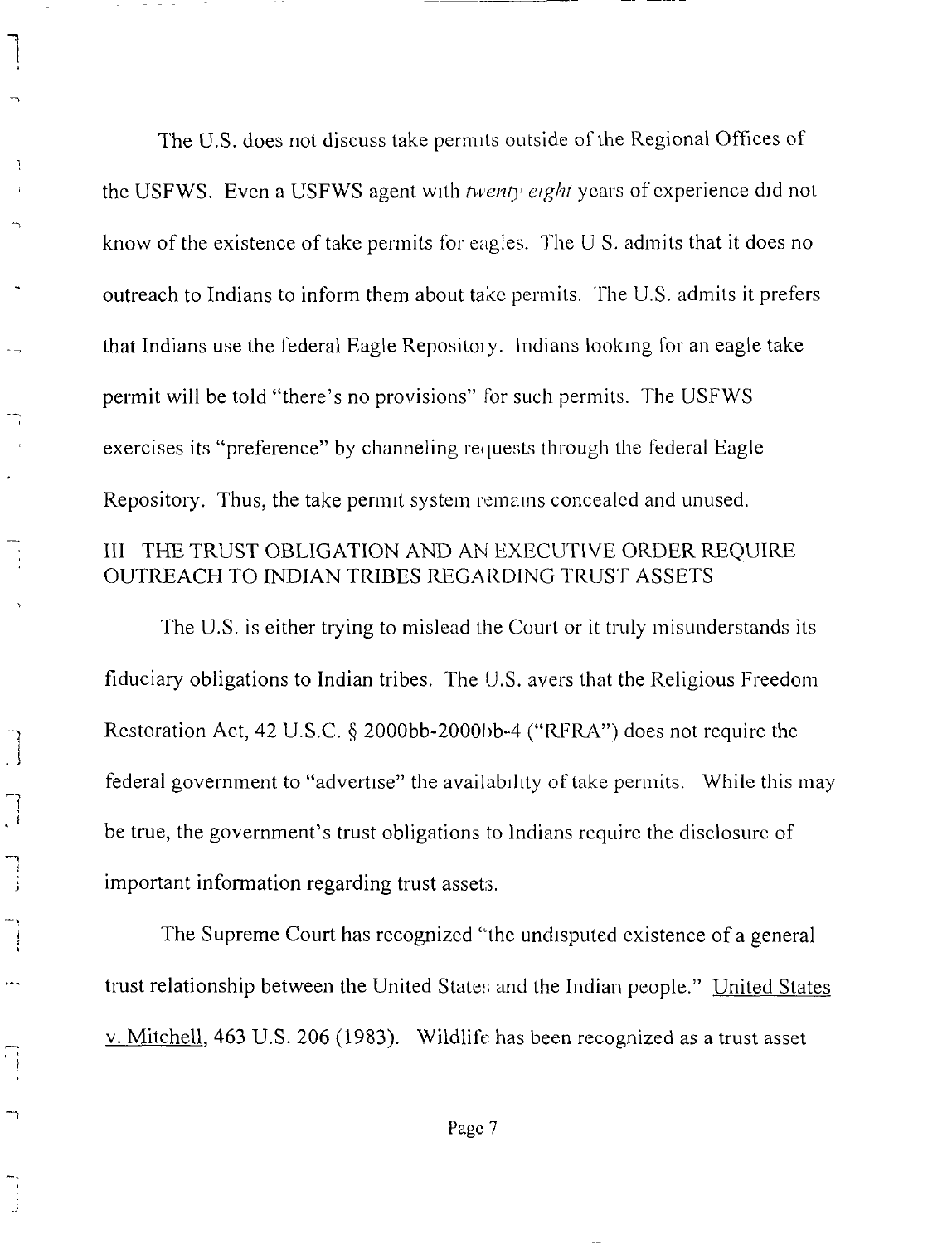The U.S. does not discuss take permits outside of the Regional Offices of the USFWS. Even a USFWS agent with *twenty eight* years of experience did not know of the existence of take permits for eagles. The U.S. admits that it does no outreach to Indians to inform them about take permits. The U.S. admits it prefers that Indians use the federal Eagle Repository. Indians looking for an eagle take permit will be told "there's no provisions" for such permits. The USFWS exercises its "preference" by channeling requests through the federal Eagle Repository. Thus, the take permit system remains concealed and unused.

## III THE TRUST OBLIGATION AND AN EXECUTIVE ORDER REQUIRE OUTREACH TO INDIAN TRIBES REGARDING TRUST ASSETS

The U.S. is either trying to mislead the Court or it truly misunderstands its fiduciary obligations to Indian tribes. The U.S. avers that the Religious Freedom Restoration Act, 42 U.S.C. § 2000bb-2000bb-4 ("RFRA") does not require the federal government to "advertise" the availability of take permits. While this may be true, the government's trust obligations to Indians require the disclosure of important information regarding trust assets.

The Supreme Court has recognized "the undisputed existence of a general trust relationship between the United States and the Indian people." United States v. Mitchell, 463 U.S. 206 (1983). Wildlife has been recognized as a trust asset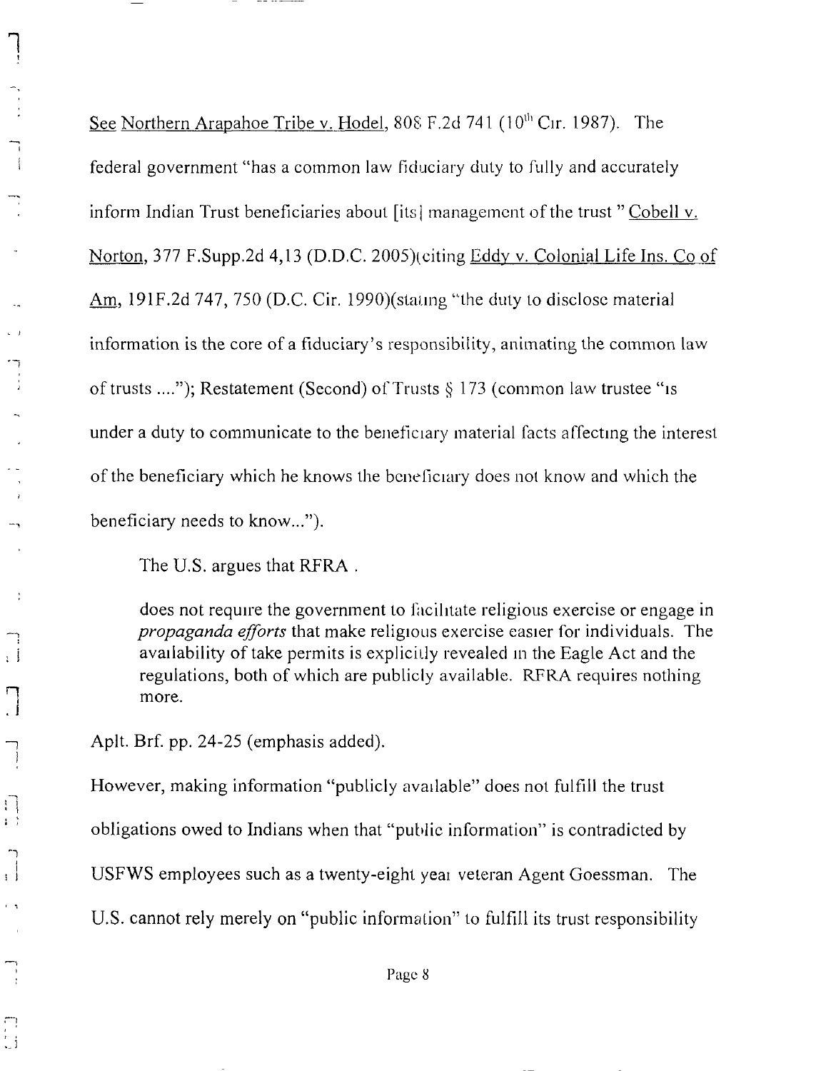See Northern Arapahoe Tribe v. Hodel, 808 F.2d 741 (10th Cir. 1987). The federal government "has a common law fiduciary duty to fully and accurately inform Indian Trust beneficiaries about [its] management of the trust." Cobell v. Norton, 377 F.Supp.2d 4,13 (D.D.C. 2005)(citing Eddy v. Colonial Life Ins. Co of Am, 191F.2d 747, 750 (D.C. Cir. 1990)(stating "the duty to disclose material information is the core of a fiduciary's responsibility, animating the common law of trusts ...."); Restatement (Second) of Trusts § 173 (common law trustee "is under a duty to communicate to the beneficiary material facts affecting the interest of the beneficiary which he knows the beneficiary does not know and which the beneficiary needs to know...").

The U.S. argues that RFRA .

> does not require the government to facilitate religious exercise or engage in *propaganda efforts* that make religious exercise easier for individuals. The availability of take permits is explicitly revealed in the Eagle Act and the regulations, both of which are publicly available. RFRA requires nothing more.

Aplt. Brf. pp. 24-25 (emphasis added).

However, making information "publicly available" does not fulfill the trust obligations owed to Indians when that "public information" is contradicted by USFWS employees such as a twenty-eight year veteran Agent Goessman. The U.S. cannot rely merely on "public information" to fulfill its trust responsibility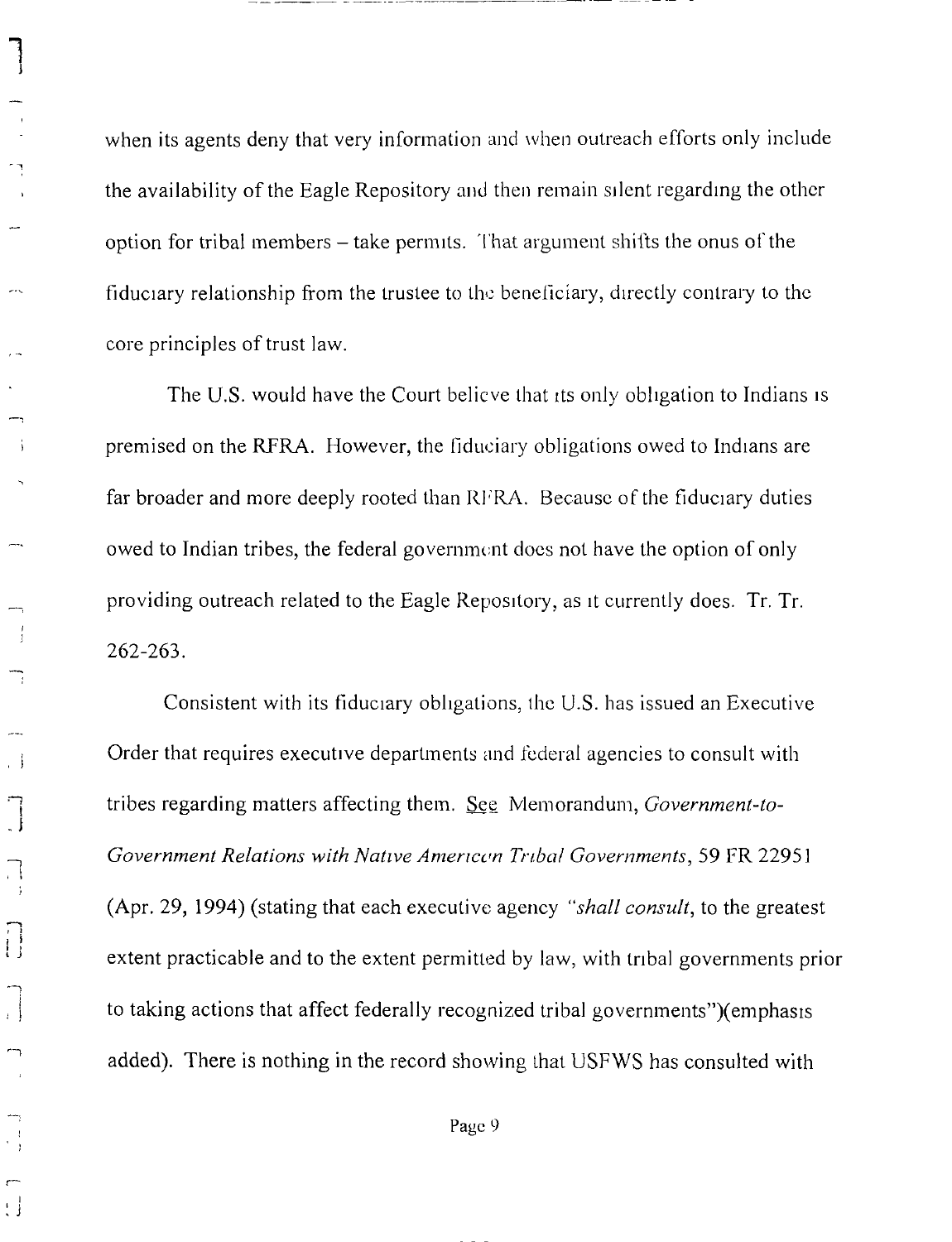when its agents deny that very information and when outreach efforts only include the availability of the Eagle Repository and then remain silent regarding the other option for tribal members – take permits. That argument shifts the onus of the fiduciary relationship from the trustee to the beneficiary, directly contrary to the core principles of trust law.

The U.S. would have the Court believe that its only obligation to Indians is premised on the RFRA. However, the fiduciary obligations owed to Indians are far broader and more deeply rooted than RFRA. Because of the fiduciary duties owed to Indian tribes, the federal government does not have the option of only providing outreach related to the Eagle Repository, as it currently does. Tr. Tr. 262-263.

Consistent with its fiduciary obligations, the U.S. has issued an Executive Order that requires executive departments and federal agencies to consult with tribes regarding matters affecting them. See Memorandum, *Government-to-Government Relations with Native American Tribal Governments*, 59 FR 22951 (Apr. 29, 1994) (stating that each executive agency *"shall consult*, to the greatest extent practicable and to the extent permitted by law, with tribal governments prior to taking actions that affect federally recognized tribal governments")(emphasis added). There is nothing in the record showing that USFWS has consulted with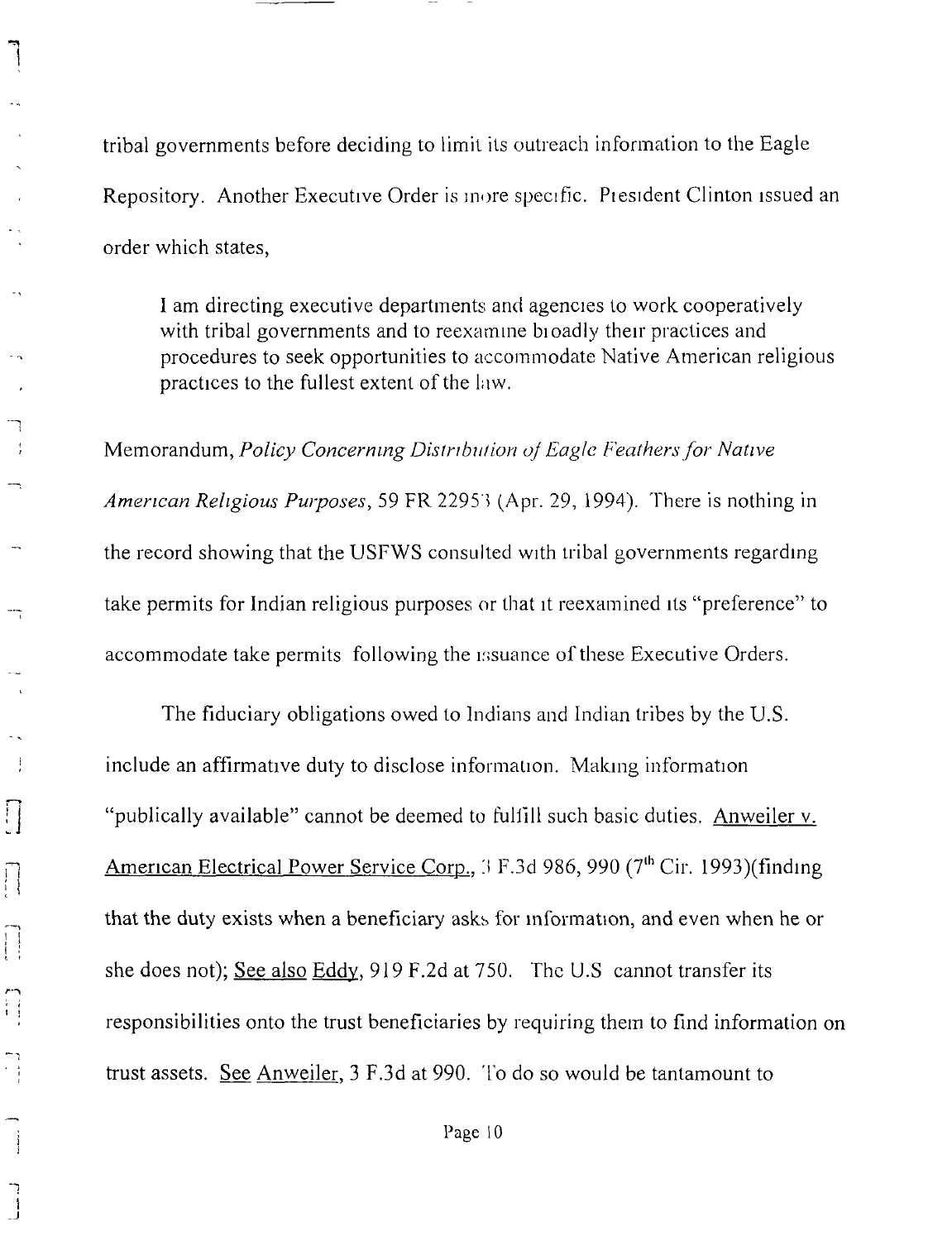tribal governments before deciding to limit its outreach information to the Eagle Repository. Another Executive Order is more specific. President Clinton issued an order which states,

> I am directing executive departments and agencies to work cooperatively with tribal governments and to reexamine broadly their practices and procedures to seek opportunities to accommodate Native American religious practices to the fullest extent of the law.

Memorandum, *Policy Concerning Distribution of Eagle Feathers for Native American Religious Purposes*, 59 FR 22953 (Apr. 29, 1994). There is nothing in the record showing that the USFWS consulted with tribal governments regarding take permits for Indian religious purposes or that it reexamined its "preference" to accommodate take permits following the issuance of these Executive Orders.

The fiduciary obligations owed to Indians and Indian tribes by the U.S. include an affirmative duty to disclose information. Making information "publically available" cannot be deemed to fulfill such basic duties. Anweiler v. American Electrical Power Service Corp., 3 F.3d 986, 990 (7th Cir. 1993)(finding that the duty exists when a beneficiary asks for information, and even when he or she does not); See also Eddy, 919 F.2d at 750. The U.S cannot transfer its responsibilities onto the trust beneficiaries by requiring them to find information on trust assets. See Anweiler, 3 F.3d at 990. To do so would be tantamount to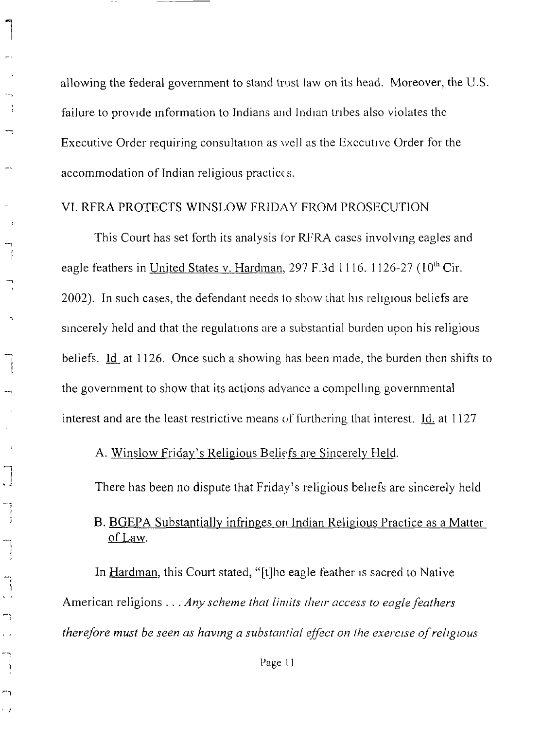allowing the federal government to stand trust law on its head. Moreover, the U.S. failure to provide information to Indians and Indian tribes also violates the Executive Order requiring consultation as well as the Executive Order for the accommodation of Indian religious practices.

## VI. RFRA PROTECTS WINSLOW FRIDAY FROM PROSECUTION

This Court has set forth its analysis for RFRA cases involving eagles and eagle feathers in United States v. Hardman, 297 F.3d 1116. 1126-27 (10[th] Cir. 2002). In such cases, the defendant needs to show that his religious beliefs are sincerely held and that the regulations are a substantial burden upon his religious beliefs. Id at 1126. Once such a showing has been made, the burden then shifts to the government to show that its actions advance a compelling governmental interest and are the least restrictive means of furthering that interest. Id. at 1127

### A. Winslow Friday's Religious Beliefs are Sincerely Held.

There has been no dispute that Friday's religious beliefs are sincerely held

### B. BGEPA Substantially infringes on Indian Religious Practice as a Matter of Law.

In Hardman, this Court stated, "[t]he eagle feather is sacred to Native American religions . . . *Any scheme that limits their access to eagle feathers therefore must be seen as having a substantial effect on the exercise of religious*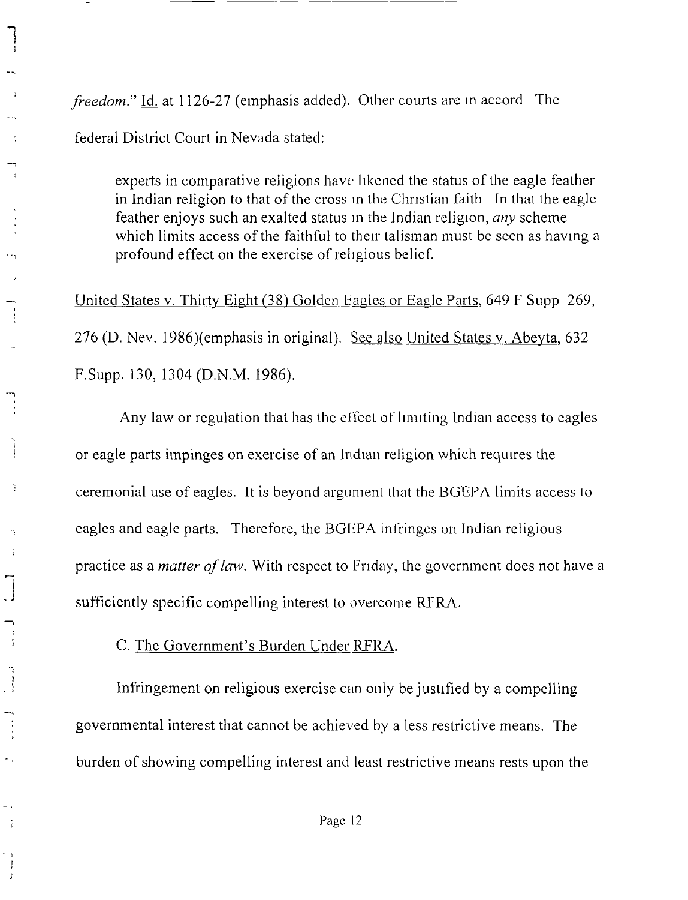*freedom*." Id. at 1126-27 (emphasis added). Other courts are in accord The federal District Court in Nevada stated:

> experts in comparative religions have likened the status of the eagle feather in Indian religion to that of the cross in the Christian faith In that the eagle feather enjoys such an exalted status in the Indian religion, *any* scheme which limits access of the faithful to their talisman must be seen as having a profound effect on the exercise of religious belief.

United States v. Thirty Eight (38) Golden Eagles or Eagle Parts, 649 F Supp 269, 276 (D. Nev. 1986)(emphasis in original). See also United States v. Abeyta, 632 F.Supp. 130, 1304 (D.N.M. 1986).

Any law or regulation that has the effect of limiting Indian access to eagles or eagle parts impinges on exercise of an Indian religion which requires the ceremonial use of eagles. It is beyond argument that the BGEPA limits access to eagles and eagle parts. Therefore, the BGEPA infringes on Indian religious practice as a *matter of law*. With respect to Friday, the government does not have a sufficiently specific compelling interest to overcome RFRA.

C. The Government's Burden Under RFRA.

Infringement on religious exercise can only be justified by a compelling governmental interest that cannot be achieved by a less restrictive means. The burden of showing compelling interest and least restrictive means rests upon the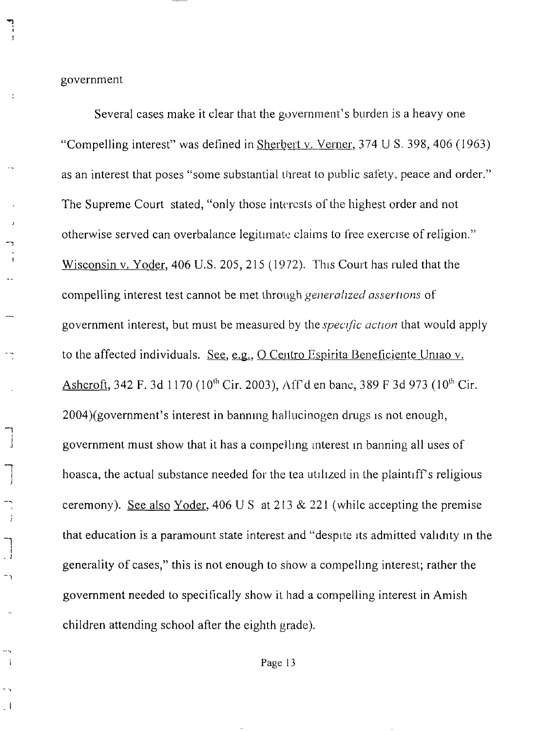government

Several cases make it clear that the government's burden is a heavy one "Compelling interest" was defined in Sherbert v. Verner, 374 U S. 398, 406 (1963) as an interest that poses "some substantial threat to public safety, peace and order." The Supreme Court stated, "only those interests of the highest order and not otherwise served can overbalance legitimate claims to free exercise of religion." Wisconsin v. Yoder, 406 U.S. 205, 215 (1972). This Court has ruled that the compelling interest test cannot be met through *generalized assertions* of government interest, but must be measured by the *specific action* that would apply to the affected individuals. See, e.g., O Centro Espirita Beneficiente Uniao v. Ashcroft, 342 F. 3d 1170 (10th Cir. 2003), Aff'd en banc, 389 F 3d 973 (10th Cir. 2004)(government's interest in banning hallucinogen drugs is not enough, government must show that it has a compelling interest in banning all uses of hoasca, the actual substance needed for the tea utilized in the plaintiff's religious ceremony). See also Yoder, 406 U S at 213 & 221 (while accepting the premise that education is a paramount state interest and "despite its admitted validity in the generality of cases," this is not enough to show a compelling interest; rather the government needed to specifically show it had a compelling interest in Amish children attending school after the eighth grade).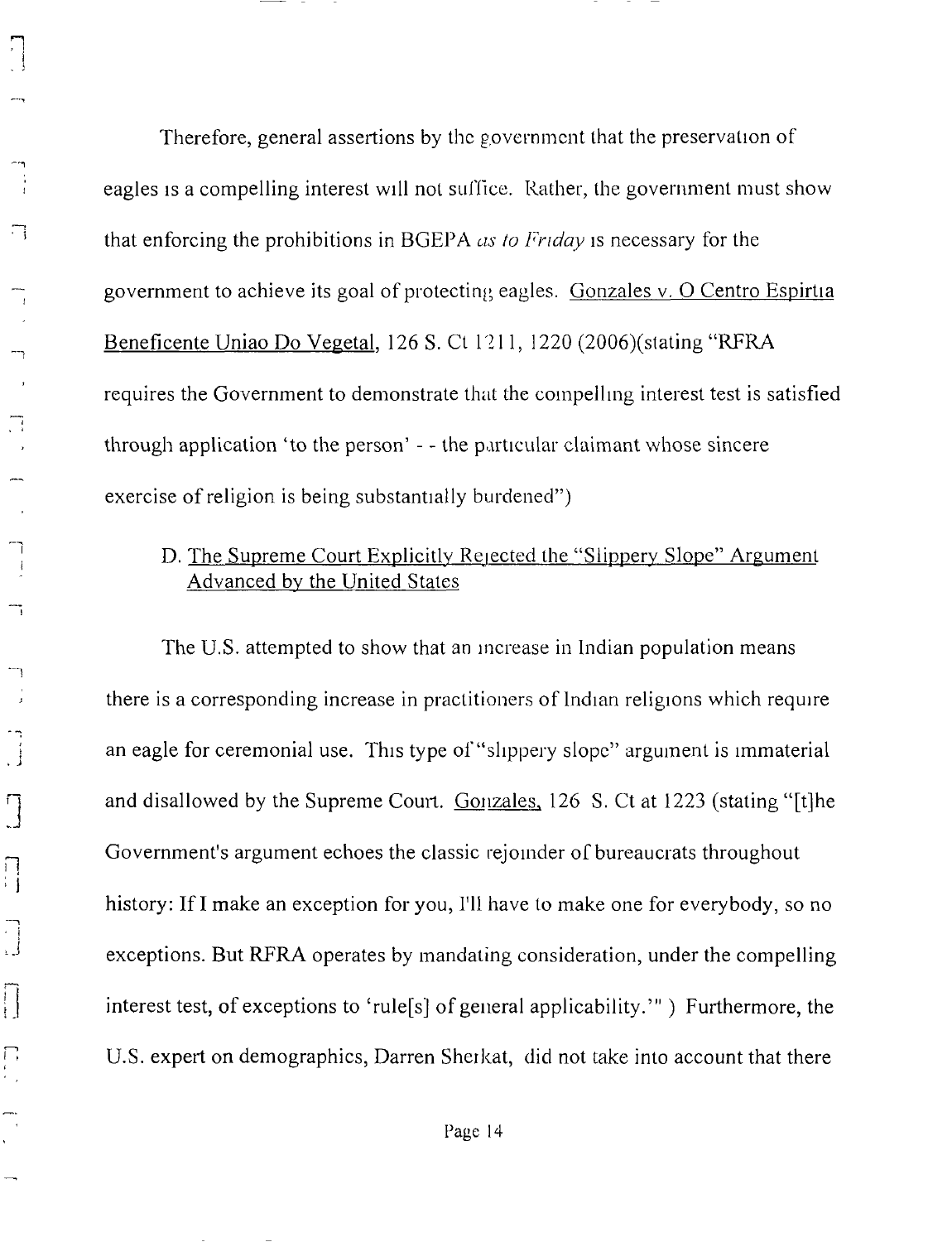Therefore, general assertions by the government that the preservation of eagles is a compelling interest will not suffice. Rather, the government must show that enforcing the prohibitions in BGEPA *as to Friday* is necessary for the government to achieve its goal of protecting eagles. Gonzales v. O Centro Espirtia Beneficente Uniao Do Vegetal, 126 S. Ct 1211, 1220 (2006)(stating "RFRA requires the Government to demonstrate that the compelling interest test is satisfied through application 'to the person' - - the particular claimant whose sincere exercise of religion is being substantially burdened")

D. The Supreme Court Explicitly Rejected the "Slippery Slope" Argument Advanced by the United States

The U.S. attempted to show that an increase in Indian population means there is a corresponding increase in practitioners of Indian religions which require an eagle for ceremonial use. This type of "slippery slope" argument is immaterial and disallowed by the Supreme Court. Gonzales, 126 S. Ct at 1223 (stating "[t]he Government's argument echoes the classic rejoinder of bureaucrats throughout history: If I make an exception for you, I'll have to make one for everybody, so no exceptions. But RFRA operates by mandating consideration, under the compelling interest test, of exceptions to 'rule[s] of general applicability.'" ) Furthermore, the U.S. expert on demographics, Darren Sherkat, did not take into account that there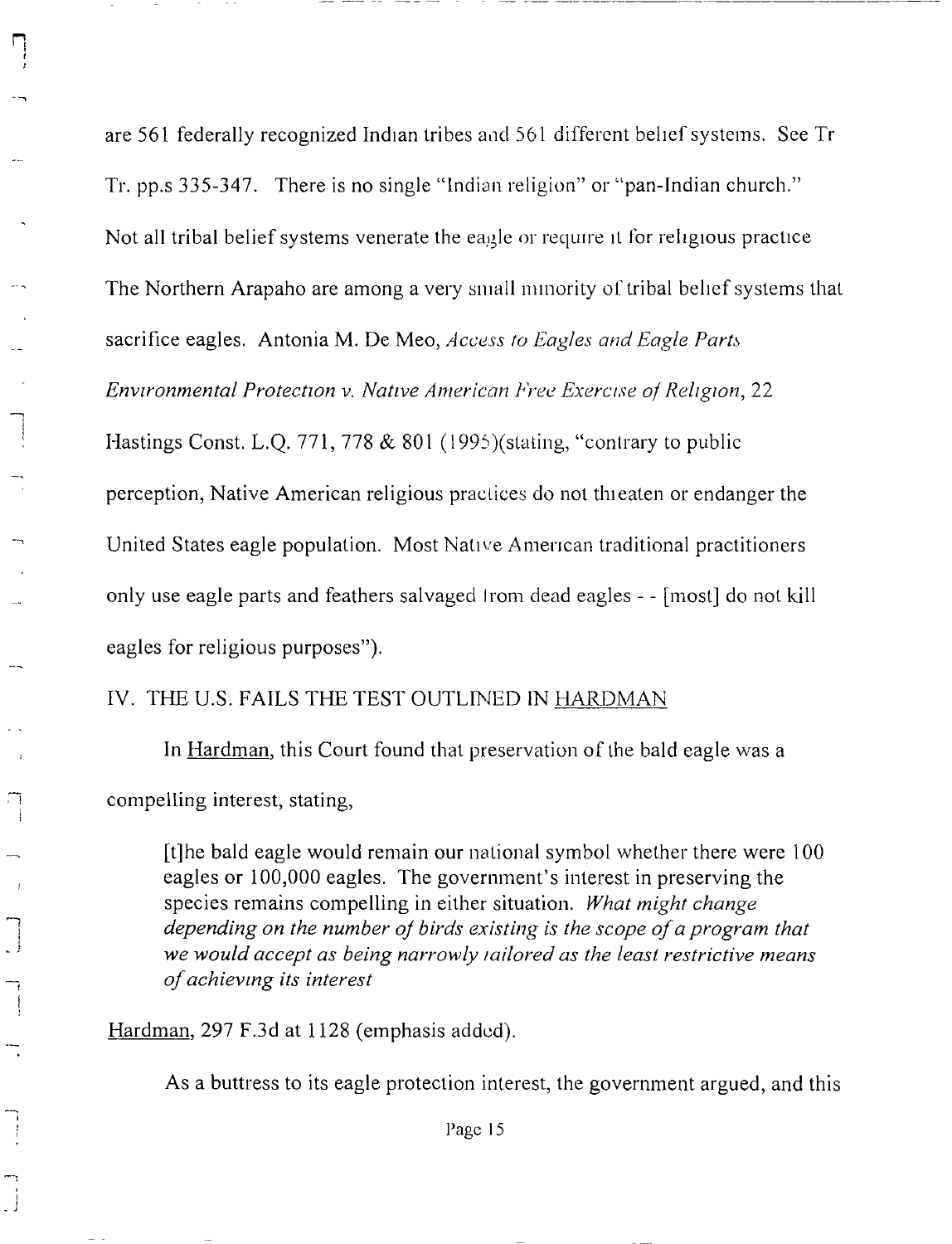are 561 federally recognized Indian tribes and 561 different belief systems. See Tr Tr. pp.s 335-347. There is no single "Indian religion" or "pan-Indian church." Not all tribal belief systems venerate the eagle or require it for religious practice The Northern Arapaho are among a very small minority of tribal belief systems that sacrifice eagles. Antonia M. De Meo, *Access to Eagles and Eagle Parts Environmental Protection v. Native American Free Exercise of Religion*, 22 Hastings Const. L.Q. 771, 778 & 801 (1995)(stating, "contrary to public perception, Native American religious practices do not threaten or endanger the United States eagle population. Most Native American traditional practitioners only use eagle parts and feathers salvaged from dead eagles - - [most] do not kill eagles for religious purposes").

## IV. THE U.S. FAILS THE TEST OUTLINED IN HARDMAN

In Hardman, this Court found that preservation of the bald eagle was a compelling interest, stating,

> [t]he bald eagle would remain our national symbol whether there were 100 eagles or 100,000 eagles. The government's interest in preserving the species remains compelling in either situation. *What might change depending on the number of birds existing is the scope of a program that we would accept as being narrowly tailored as the least restrictive means of achieving its interest*

Hardman, 297 F.3d at 1128 (emphasis added).

As a buttress to its eagle protection interest, the government argued, and this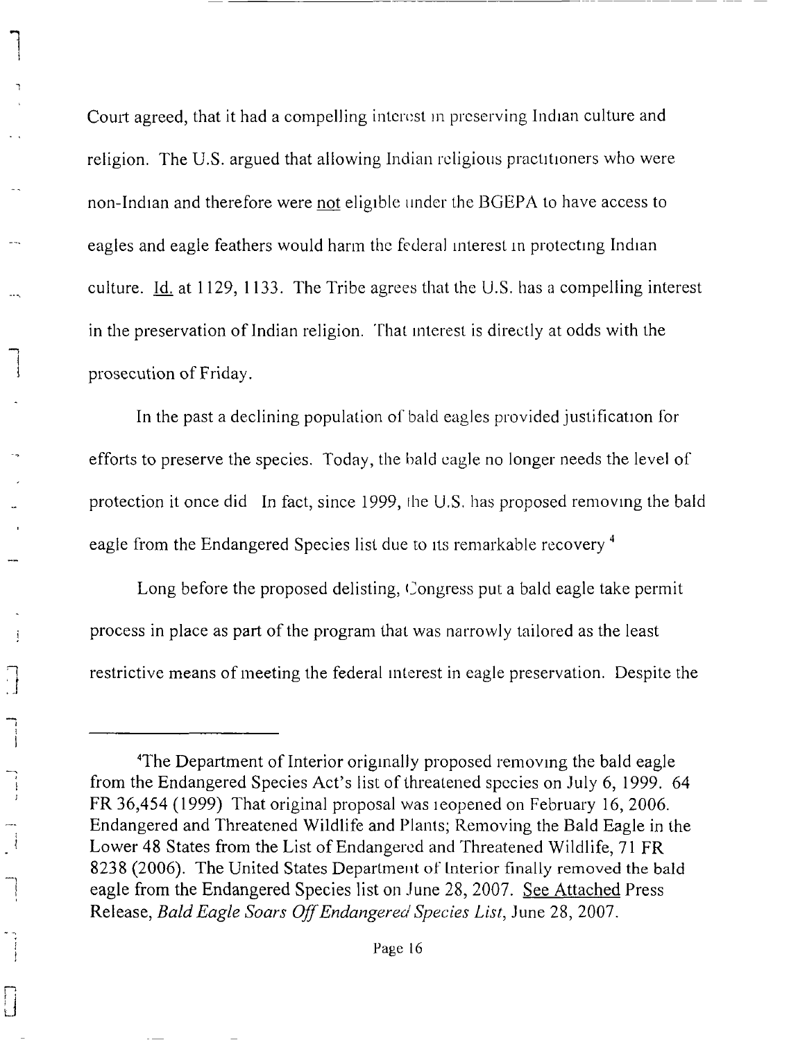Court agreed, that it had a compelling interest in preserving Indian culture and religion. The U.S. argued that allowing Indian religious practitioners who were non-Indian and therefore were not eligible under the BGEPA to have access to eagles and eagle feathers would harm the federal interest in protecting Indian culture. Id. at 1129, 1133. The Tribe agrees that the U.S. has a compelling interest in the preservation of Indian religion. That interest is directly at odds with the prosecution of Friday.

In the past a declining population of bald eagles provided justification for efforts to preserve the species. Today, the bald eagle no longer needs the level of protection it once did In fact, since 1999, the U.S. has proposed removing the bald eagle from the Endangered Species list due to its remarkable recovery [4]

Long before the proposed delisting, Congress put a bald eagle take permit process in place as part of the program that was narrowly tailored as the least restrictive means of meeting the federal interest in eagle preservation. Despite the

---

[4]The Department of Interior originally proposed removing the bald eagle from the Endangered Species Act's list of threatened species on July 6, 1999. 64 FR 36,454 (1999) That original proposal was reopened on February 16, 2006. Endangered and Threatened Wildlife and Plants; Removing the Bald Eagle in the Lower 48 States from the List of Endangered and Threatened Wildlife, 71 FR 8238 (2006). The United States Department of Interior finally removed the bald eagle from the Endangered Species list on June 28, 2007. See Attached Press Release, *Bald Eagle Soars Off Endangered Species List*, June 28, 2007.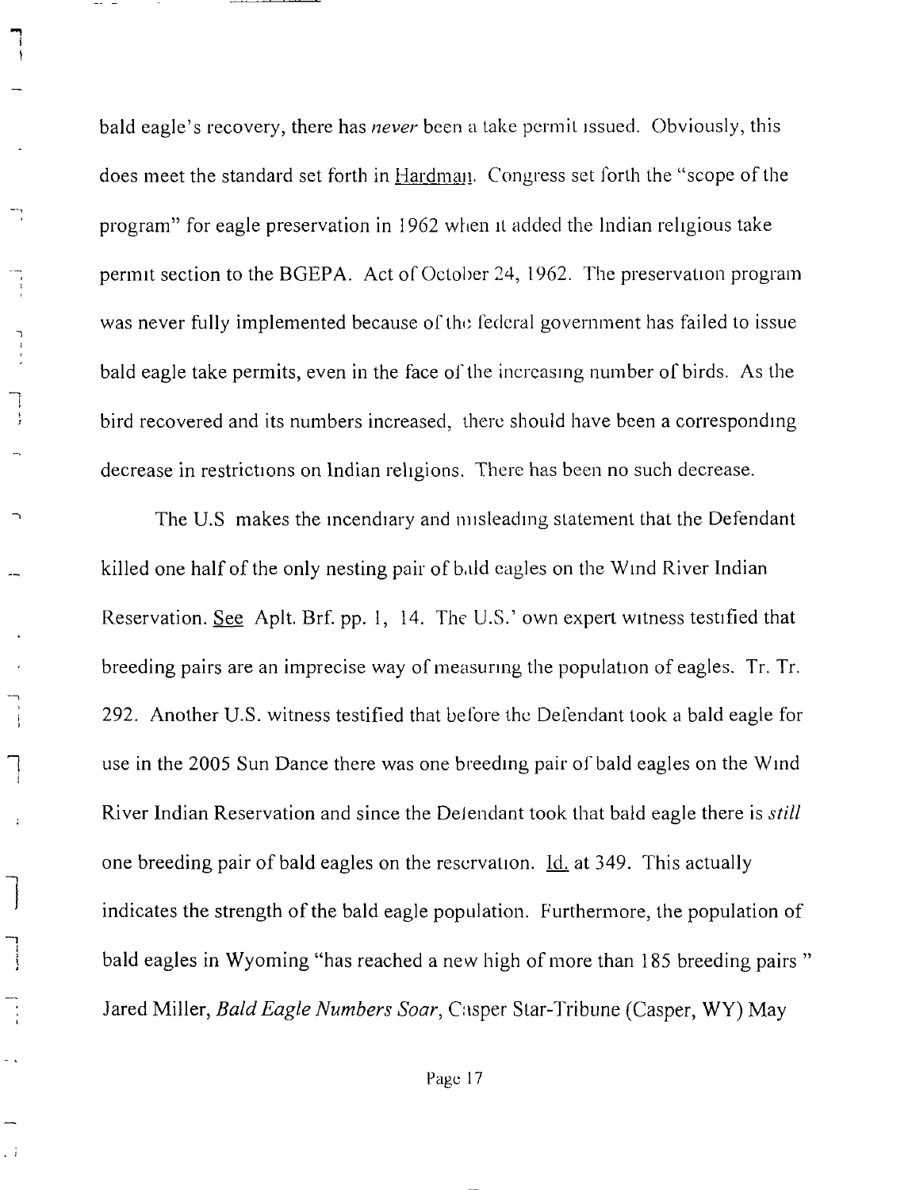bald eagle's recovery, there has *never* been a take permit issued. Obviously, this does meet the standard set forth in Hardman. Congress set forth the "scope of the program" for eagle preservation in 1962 when it added the Indian religious take permit section to the BGEPA. Act of October 24, 1962. The preservation program was never fully implemented because of the federal government has failed to issue bald eagle take permits, even in the face of the increasing number of birds. As the bird recovered and its numbers increased, there should have been a corresponding decrease in restrictions on Indian religions. There has been no such decrease.

The U.S makes the incendiary and misleading statement that the Defendant killed one half of the only nesting pair of bald eagles on the Wind River Indian Reservation. See Aplt. Brf. pp. 1, 14. The U.S.' own expert witness testified that breeding pairs are an imprecise way of measuring the population of eagles. Tr. Tr. 292. Another U.S. witness testified that before the Defendant took a bald eagle for use in the 2005 Sun Dance there was one breeding pair of bald eagles on the Wind River Indian Reservation and since the Defendant took that bald eagle there is *still* one breeding pair of bald eagles on the reservation. Id. at 349. This actually indicates the strength of the bald eagle population. Furthermore, the population of bald eagles in Wyoming "has reached a new high of more than 185 breeding pairs " Jared Miller, *Bald Eagle Numbers Soar*, Casper Star-Tribune (Casper, WY) May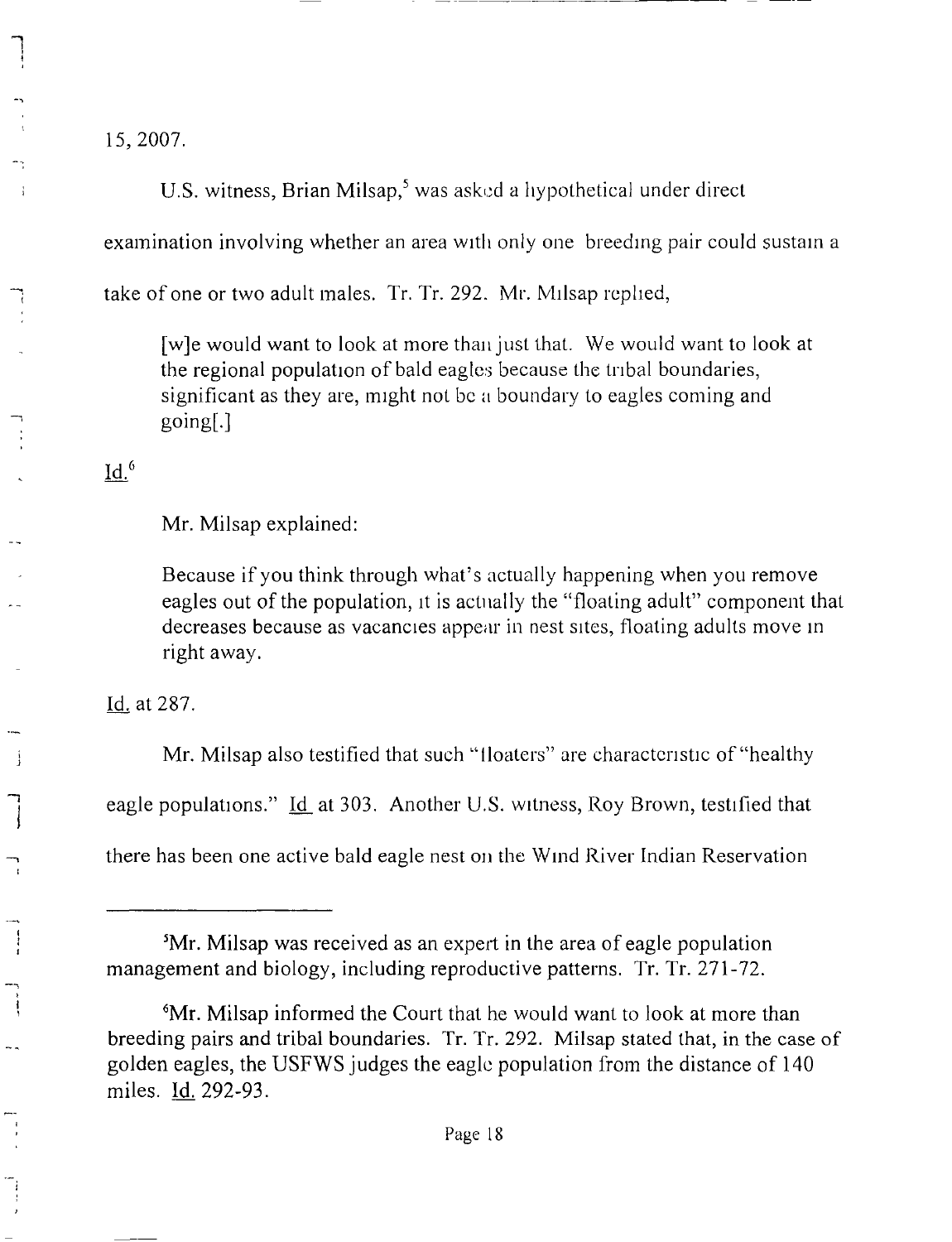15, 2007.

U.S. witness, Brian Milsap,[5] was asked a hypothetical under direct examination involving whether an area with only one breeding pair could sustain a take of one or two adult males. Tr. Tr. 292. Mr. Milsap replied,

> [w]e would want to look at more than just that. We would want to look at the regional population of bald eagles because the tribal boundaries, significant as they are, might not be a boundary to eagles coming and going[.]

Id.[6]

Mr. Milsap explained:

> Because if you think through what's actually happening when you remove eagles out of the population, it is actually the "floating adult" component that decreases because as vacancies appear in nest sites, floating adults move in right away.

Id. at 287.

Mr. Milsap also testified that such "floaters" are characteristic of "healthy eagle populations." Id at 303. Another U.S. witness, Roy Brown, testified that there has been one active bald eagle nest on the Wind River Indian Reservation

---

[5]Mr. Milsap was received as an expert in the area of eagle population management and biology, including reproductive patterns. Tr. Tr. 271-72.

[6]Mr. Milsap informed the Court that he would want to look at more than breeding pairs and tribal boundaries. Tr. Tr. 292. Milsap stated that, in the case of golden eagles, the USFWS judges the eagle population from the distance of 140 miles. Id. 292-93.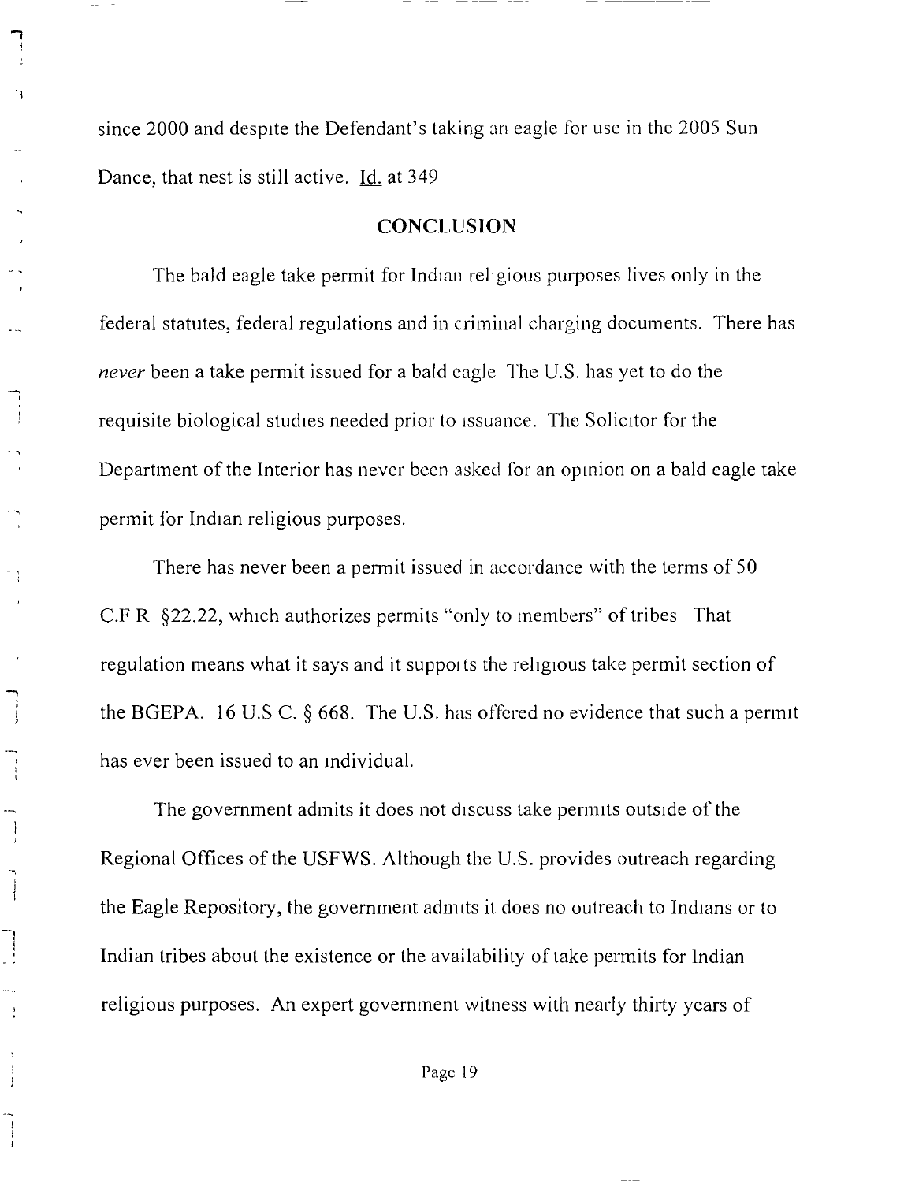since 2000 and despite the Defendant's taking an eagle for use in the 2005 Sun Dance, that nest is still active. Id. at 349

## CONCLUSION

The bald eagle take permit for Indian religious purposes lives only in the federal statutes, federal regulations and in criminal charging documents. There has *never* been a take permit issued for a bald eagle The U.S. has yet to do the requisite biological studies needed prior to issuance. The Solicitor for the Department of the Interior has never been asked for an opinion on a bald eagle take permit for Indian religious purposes.

There has never been a permit issued in accordance with the terms of 50 C.F R §22.22, which authorizes permits "only to members" of tribes That regulation means what it says and it supports the religious take permit section of the BGEPA. 16 U.S C. § 668. The U.S. has offered no evidence that such a permit has ever been issued to an individual.

The government admits it does not discuss take permits outside of the Regional Offices of the USFWS. Although the U.S. provides outreach regarding the Eagle Repository, the government admits it does no outreach to Indians or to Indian tribes about the existence or the availability of take permits for Indian religious purposes. An expert government witness with nearly thirty years of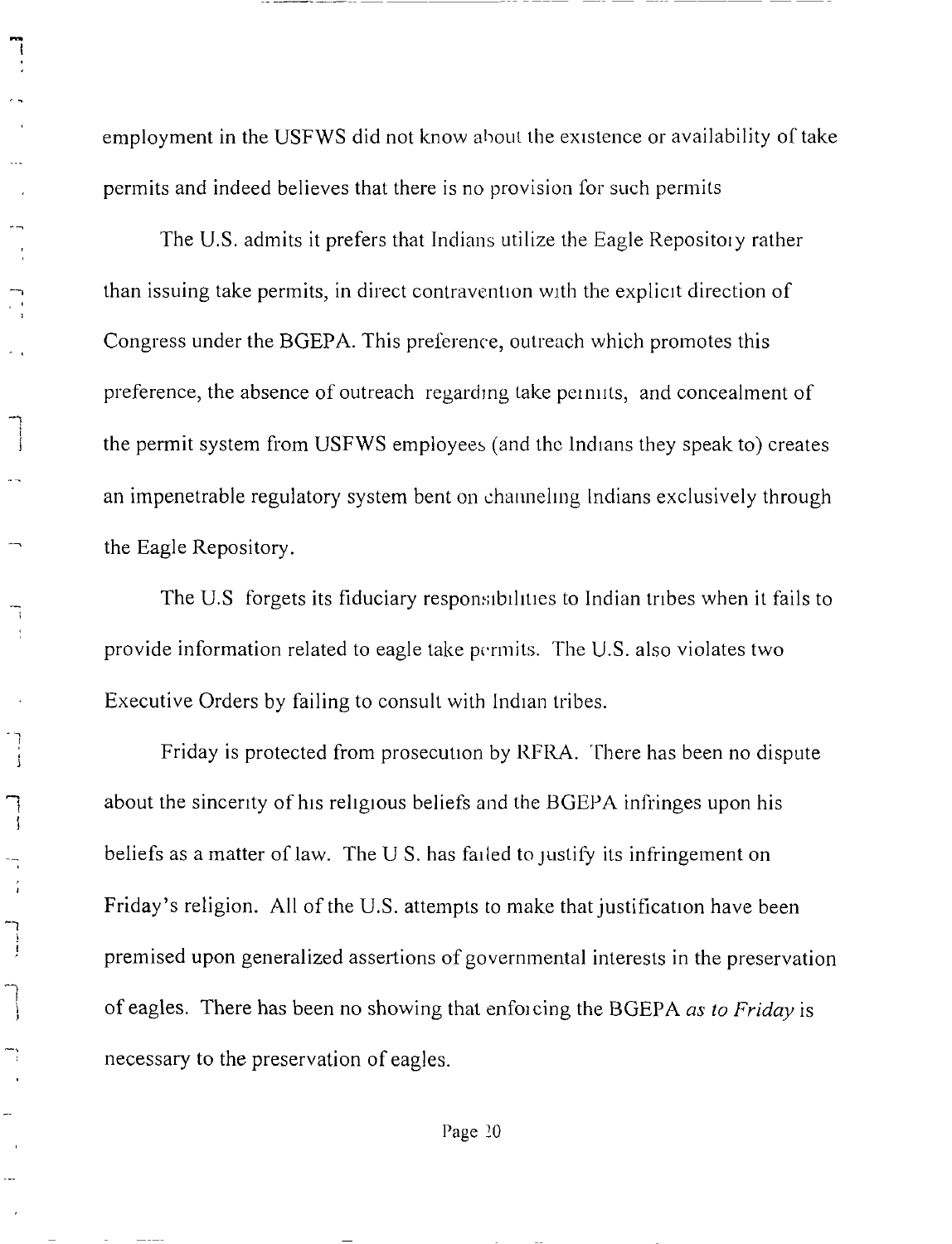employment in the USFWS did not know about the existence or availability of take permits and indeed believes that there is no provision for such permits

The U.S. admits it prefers that Indians utilize the Eagle Repository rather than issuing take permits, in direct contravention with the explicit direction of Congress under the BGEPA. This preference, outreach which promotes this preference, the absence of outreach regarding take permits, and concealment of the permit system from USFWS employees (and the Indians they speak to) creates an impenetrable regulatory system bent on channeling Indians exclusively through the Eagle Repository.

The U.S forgets its fiduciary responsibilities to Indian tribes when it fails to provide information related to eagle take permits. The U.S. also violates two Executive Orders by failing to consult with Indian tribes.

Friday is protected from prosecution by RFRA. There has been no dispute about the sincerity of his religious beliefs and the BGEPA infringes upon his beliefs as a matter of law. The U S. has failed to justify its infringement on Friday's religion. All of the U.S. attempts to make that justification have been premised upon generalized assertions of governmental interests in the preservation of eagles. There has been no showing that enforcing the BGEPA *as to Friday* is necessary to the preservation of eagles.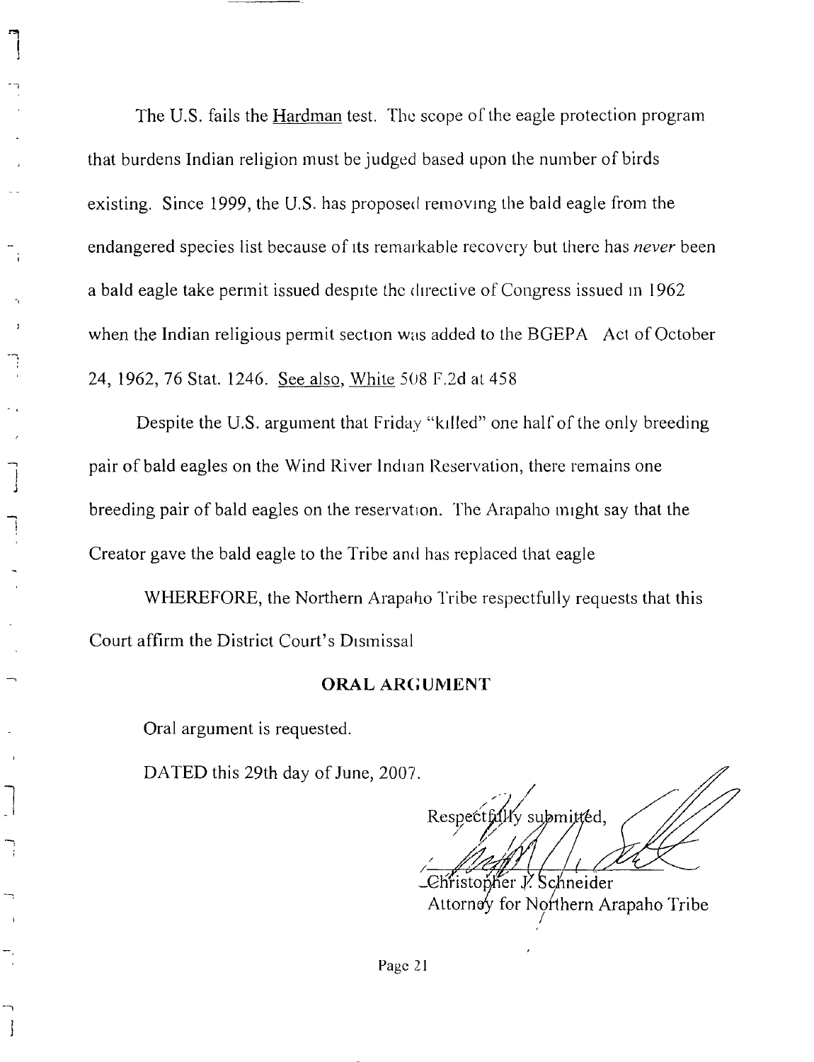The U.S. fails the Hardman test. The scope of the eagle protection program that burdens Indian religion must be judged based upon the number of birds existing. Since 1999, the U.S. has proposed removing the bald eagle from the endangered species list because of its remarkable recovery but there has *never* been a bald eagle take permit issued despite the directive of Congress issued in 1962 when the Indian religious permit section was added to the BGEPA Act of October 24, 1962, 76 Stat. 1246. See also, White 508 F.2d at 458

Despite the U.S. argument that Friday "killed" one half of the only breeding pair of bald eagles on the Wind River Indian Reservation, there remains one breeding pair of bald eagles on the reservation. The Arapaho might say that the Creator gave the bald eagle to the Tribe and has replaced that eagle

WHEREFORE, the Northern Arapaho Tribe respectfully requests that this Court affirm the District Court's Dismissal

**ORAL ARGUMENT**

Oral argument is requested.

DATED this 29th day of June, 2007.

Respectfully submitted,

Christopher J. Schneider
Attorney for Northern Arapaho Tribe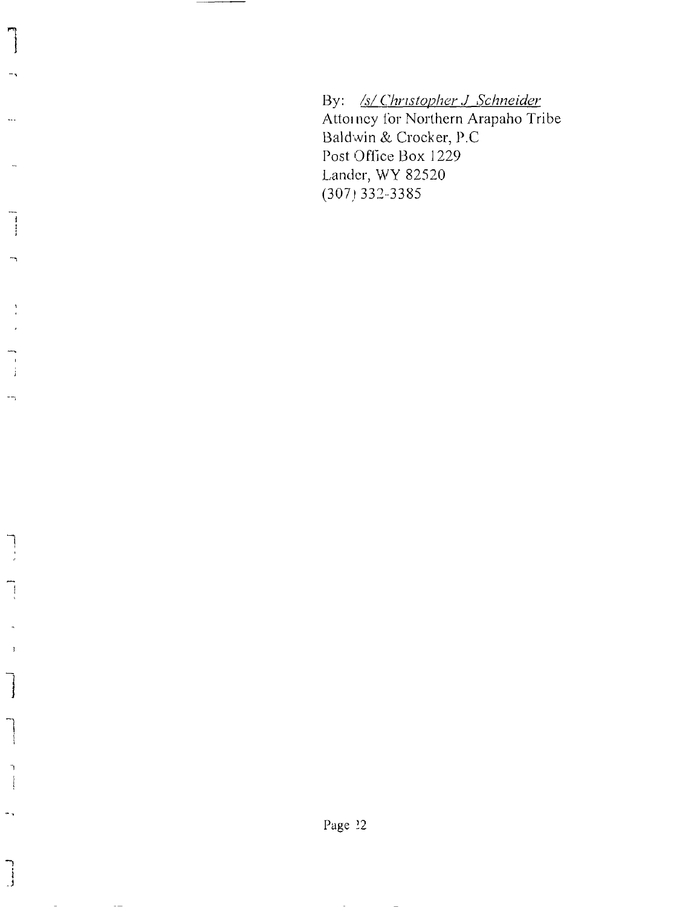By: */s/ Christopher J Schneider*
Attorney for Northern Arapaho Tribe
Baldwin & Crocker, P.C
Post Office Box 1229
Lander, WY 82520
(307) 332-3385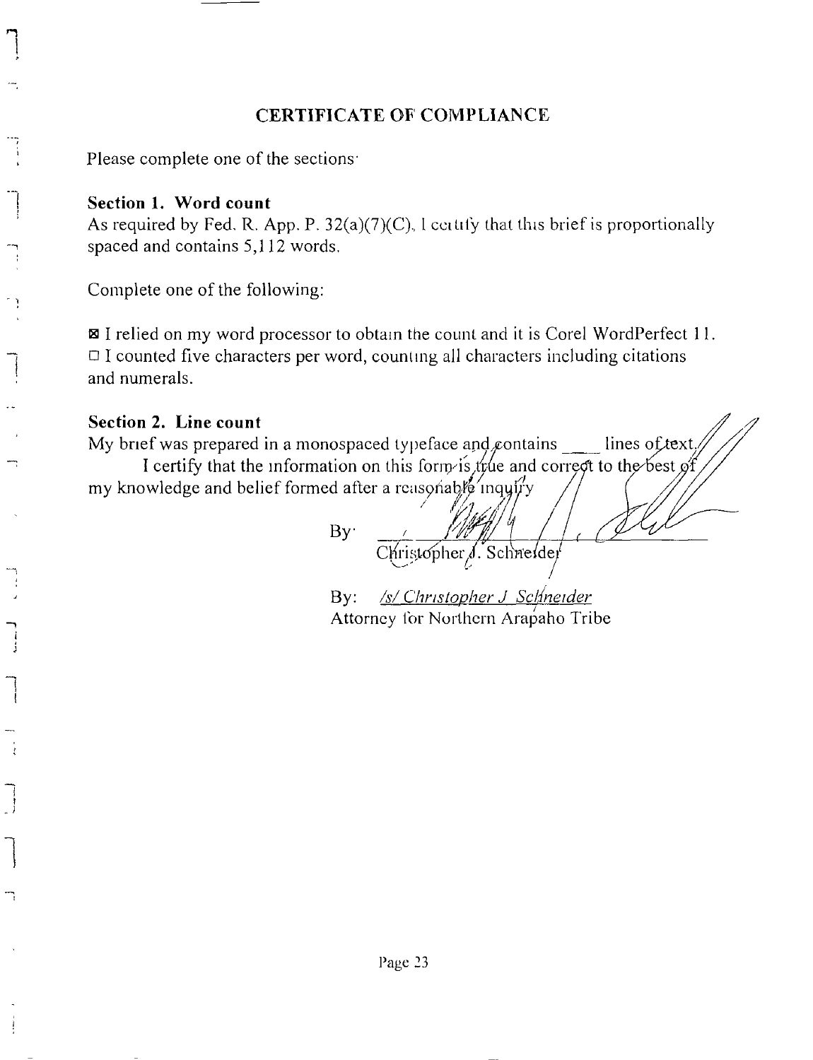## CERTIFICATE OF COMPLIANCE

Please complete one of the sections:

**Section 1. Word count**
As required by Fed. R. App. P. 32(a)(7)(C), I certify that this brief is proportionally spaced and contains 5,112 words.

Complete one of the following:

☒ I relied on my word processor to obtain the count and it is Corel WordPerfect 11.
☐ I counted five characters per word, counting all characters including citations and numerals.

**Section 2. Line count**
My brief was prepared in a monospaced typeface and contains ____ lines of text.

I certify that the information on this form is true and correct to the best of my knowledge and belief formed after a reasonable inquiry.

By: ______________________
Christopher J. Schneider

By: /s/ Christopher J Schneider
Attorney for Northern Arapaho Tribe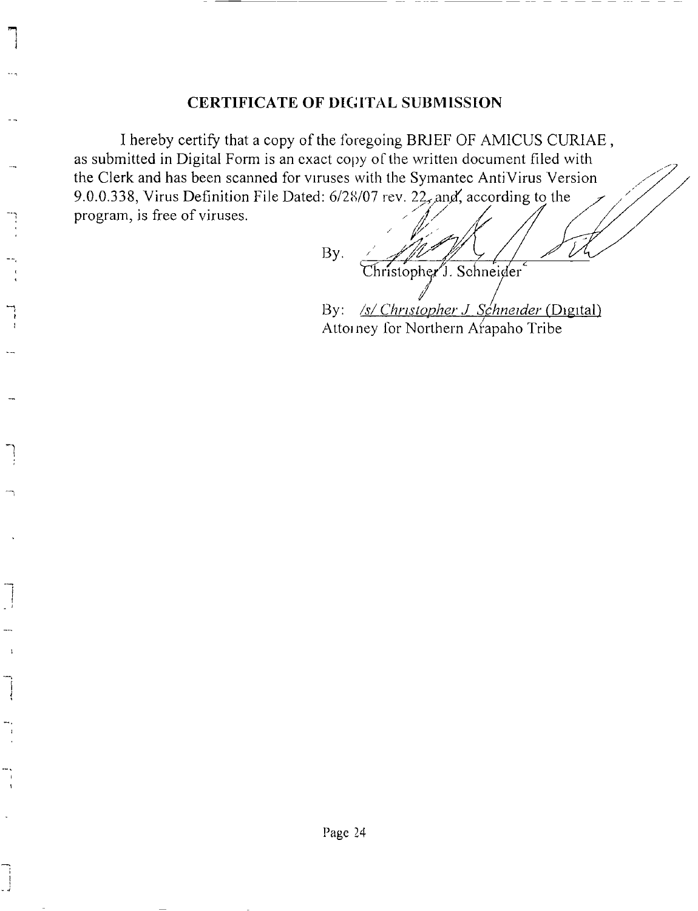## CERTIFICATE OF DIGITAL SUBMISSION

I hereby certify that a copy of the foregoing BRIEF OF AMICUS CURIAE, as submitted in Digital Form is an exact copy of the written document filed with the Clerk and has been scanned for viruses with the Symantec AntiVirus Version 9.0.0.338, Virus Definition File Dated: 6/28/07 rev. 22, and, according to the program, is free of viruses.

By. ______________________
Christopher J. Schneider

By: */s/ Christopher J Schneider* (Digital)
Attorney for Northern Arapaho Tribe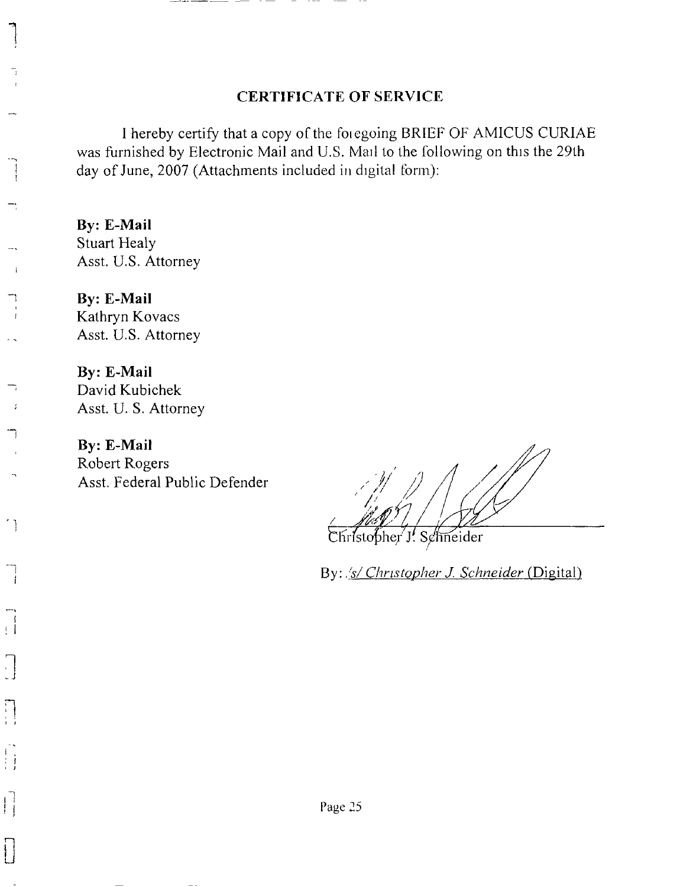## CERTIFICATE OF SERVICE

I hereby certify that a copy of the foregoing BRIEF OF AMICUS CURIAE was furnished by Electronic Mail and U.S. Mail to the following on this the 29th day of June, 2007 (Attachments included in digital form):

**By: E-Mail**
Stuart Healy
Asst. U.S. Attorney

**By: E-Mail**
Kathryn Kovacs
Asst. U.S. Attorney

**By: E-Mail**
David Kubichek
Asst. U. S. Attorney

**By: E-Mail**
Robert Rogers
Asst. Federal Public Defender

Christopher J. Schneider

By: */s/ Christopher J. Schneider* (Digital)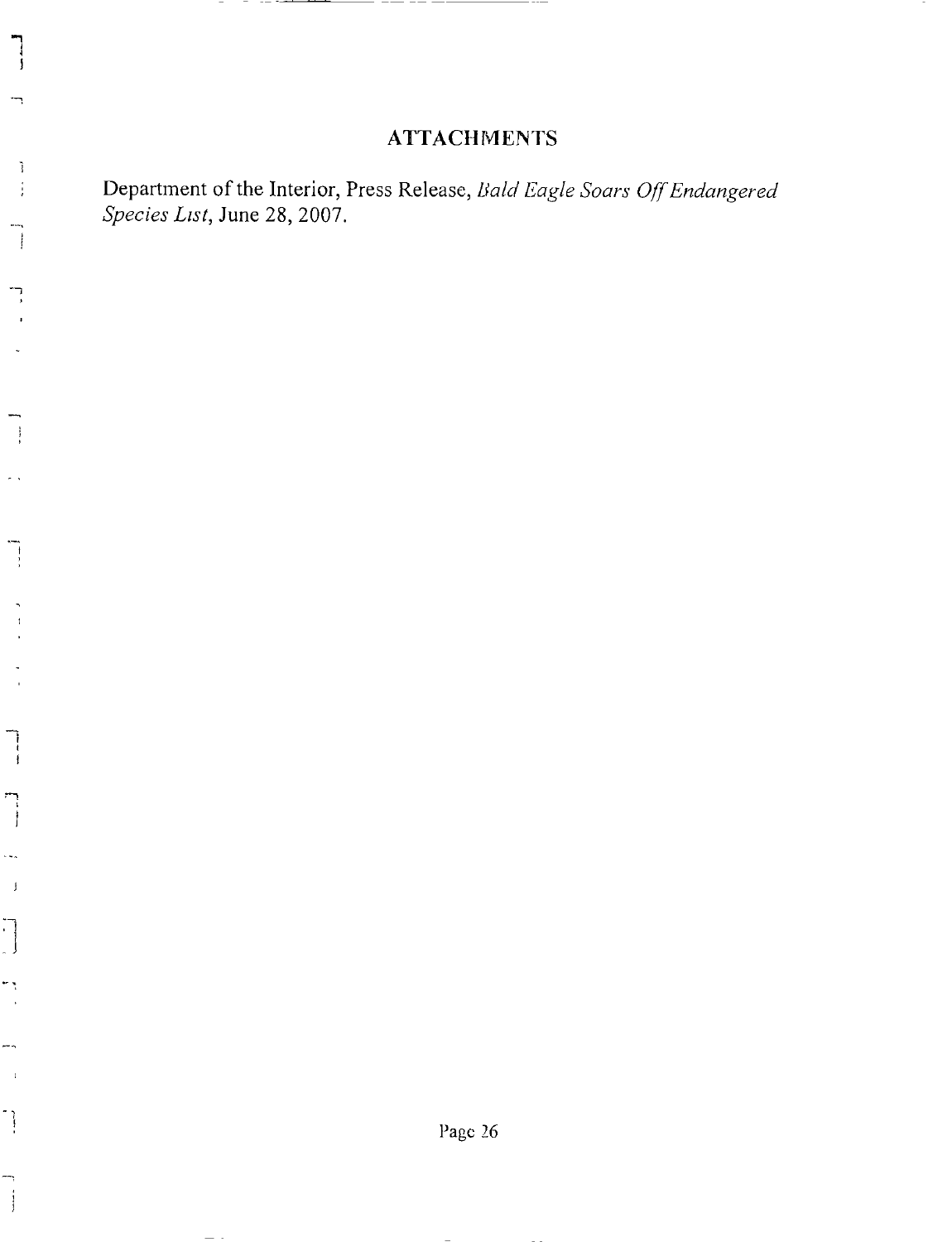## ATTACHMENTS

Department of the Interior, Press Release, *Bald Eagle Soars Off Endangered Species List*, June 28, 2007.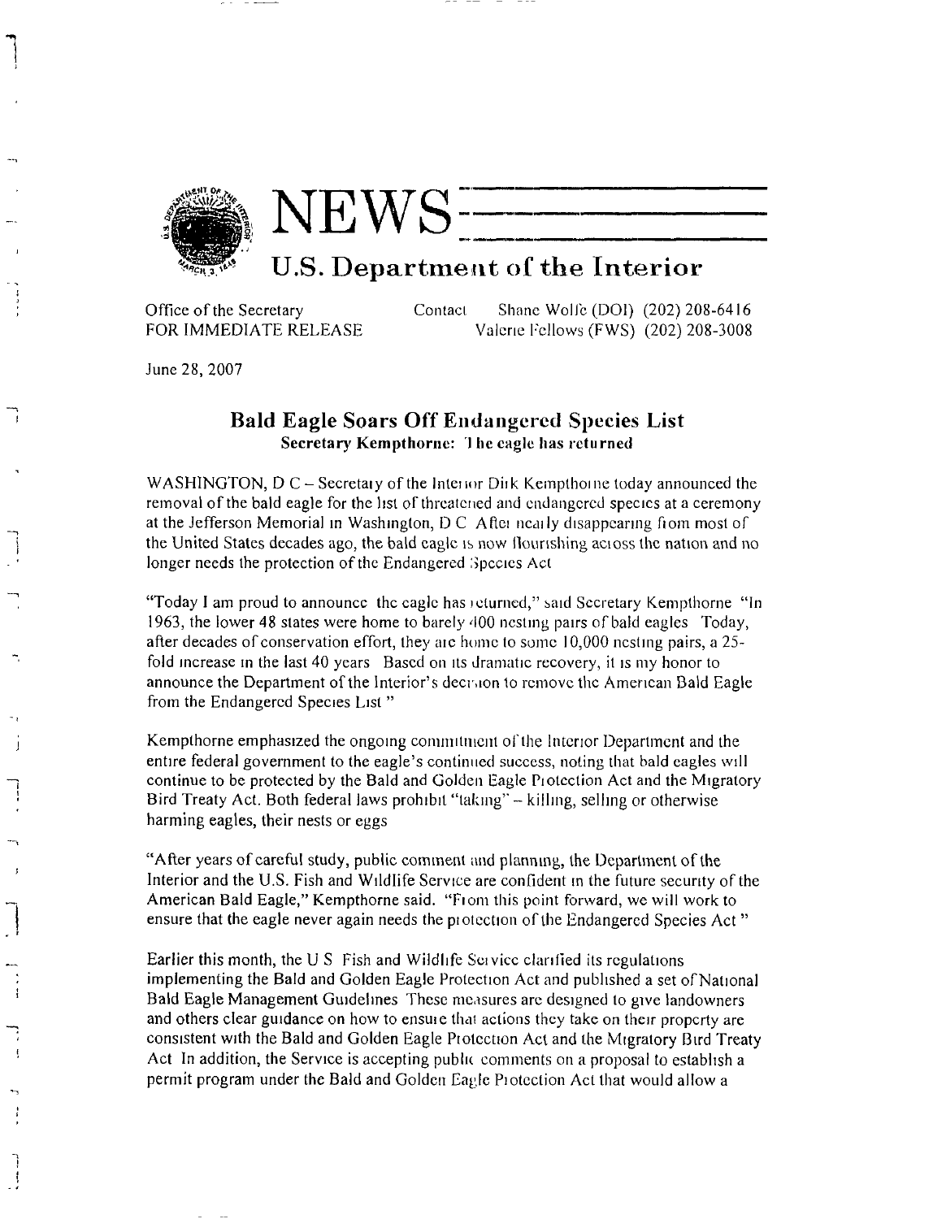# NEWS

## U.S. Department of the Interior

Office of the Secretary
FOR IMMEDIATE RELEASE

Contact Shane Wolfe (DOI) (202) 208-6416
Valerie Fellows (FWS) (202) 208-3008

June 28, 2007

## Bald Eagle Soars Off Endangered Species List

**Secretary Kempthorne: The eagle has returned**

WASHINGTON, D C – Secretary of the Interior Dirk Kempthorne today announced the removal of the bald eagle for the list of threatened and endangered species at a ceremony at the Jefferson Memorial in Washington, D C After nearly disappearing from most of the United States decades ago, the bald eagle is now flourishing across the nation and no longer needs the protection of the Endangered Species Act

"Today I am proud to announce the eagle has returned," said Secretary Kempthorne "In 1963, the lower 48 states were home to barely 400 nesting pairs of bald eagles Today, after decades of conservation effort, they are home to some 10,000 nesting pairs, a 25-fold increase in the last 40 years Based on its dramatic recovery, it is my honor to announce the Department of the Interior's decision to remove the American Bald Eagle from the Endangered Species List "

Kempthorne emphasized the ongoing commitment of the Interior Department and the entire federal government to the eagle's continued success, noting that bald eagles will continue to be protected by the Bald and Golden Eagle Protection Act and the Migratory Bird Treaty Act. Both federal laws prohibit "taking" – killing, selling or otherwise harming eagles, their nests or eggs

"After years of careful study, public comment and planning, the Department of the Interior and the U.S. Fish and Wildlife Service are confident in the future security of the American Bald Eagle," Kempthorne said. "From this point forward, we will work to ensure that the eagle never again needs the protection of the Endangered Species Act "

Earlier this month, the U S Fish and Wildlife Service clarified its regulations implementing the Bald and Golden Eagle Protection Act and published a set of National Bald Eagle Management Guidelines These measures are designed to give landowners and others clear guidance on how to ensure that actions they take on their property are consistent with the Bald and Golden Eagle Protection Act and the Migratory Bird Treaty Act In addition, the Service is accepting public comments on a proposal to establish a permit program under the Bald and Golden Eagle Protection Act that would allow a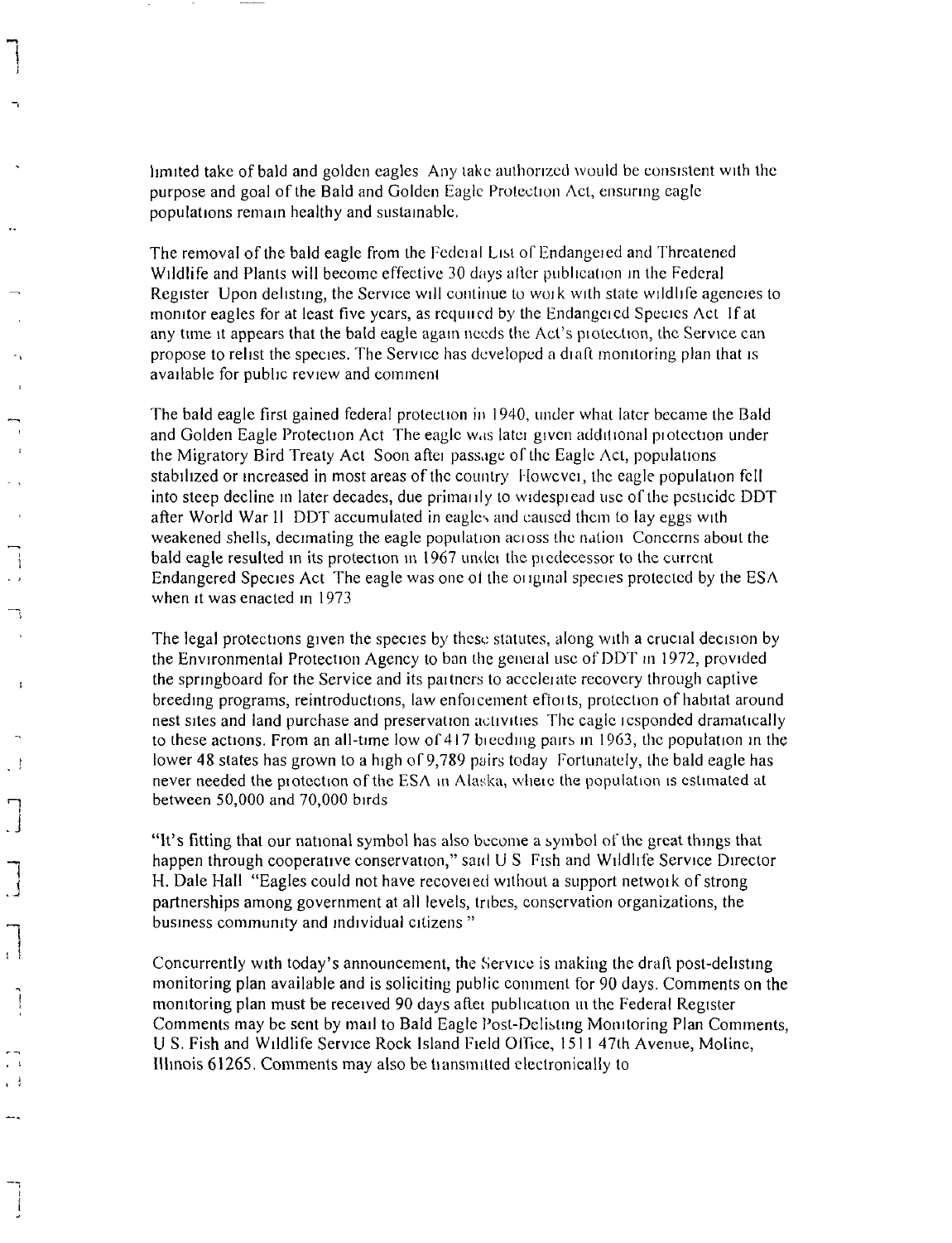limited take of bald and golden eagles Any take authorized would be consistent with the purpose and goal of the Bald and Golden Eagle Protection Act, ensuring eagle populations remain healthy and sustainable.

The removal of the bald eagle from the Federal List of Endangered and Threatened Wildlife and Plants will become effective 30 days after publication in the Federal Register Upon delisting, the Service will continue to work with state wildlife agencies to monitor eagles for at least five years, as required by the Endangered Species Act If at any time it appears that the bald eagle again needs the Act's protection, the Service can propose to relist the species. The Service has developed a draft monitoring plan that is available for public review and comment

The bald eagle first gained federal protection in 1940, under what later became the Bald and Golden Eagle Protection Act The eagle was later given additional protection under the Migratory Bird Treaty Act Soon after passage of the Eagle Act, populations stabilized or increased in most areas of the country However, the eagle population fell into steep decline in later decades, due primarily to widespread use of the pesticide DDT after World War II DDT accumulated in eagles and caused them to lay eggs with weakened shells, decimating the eagle population across the nation Concerns about the bald eagle resulted in its protection in 1967 under the predecessor to the current Endangered Species Act The eagle was one of the original species protected by the ESA when it was enacted in 1973

The legal protections given the species by these statutes, along with a crucial decision by the Environmental Protection Agency to ban the general use of DDT in 1972, provided the springboard for the Service and its partners to accelerate recovery through captive breeding programs, reintroductions, law enforcement efforts, protection of habitat around nest sites and land purchase and preservation activities The eagle responded dramatically to these actions. From an all-time low of 417 breeding pairs in 1963, the population in the lower 48 states has grown to a high of 9,789 pairs today Fortunately, the bald eagle has never needed the protection of the ESA in Alaska, where the population is estimated at between 50,000 and 70,000 birds

"It's fitting that our national symbol has also become a symbol of the great things that happen through cooperative conservation," said U S Fish and Wildlife Service Director H. Dale Hall "Eagles could not have recovered without a support network of strong partnerships among government at all levels, tribes, conservation organizations, the business community and individual citizens "

Concurrently with today's announcement, the Service is making the draft post-delisting monitoring plan available and is soliciting public comment for 90 days. Comments on the monitoring plan must be received 90 days after publication in the Federal Register Comments may be sent by mail to Bald Eagle Post-Delisting Monitoring Plan Comments, U S. Fish and Wildlife Service Rock Island Field Office, 1511 47th Avenue, Moline, Illinois 61265. Comments may also be transmitted electronically to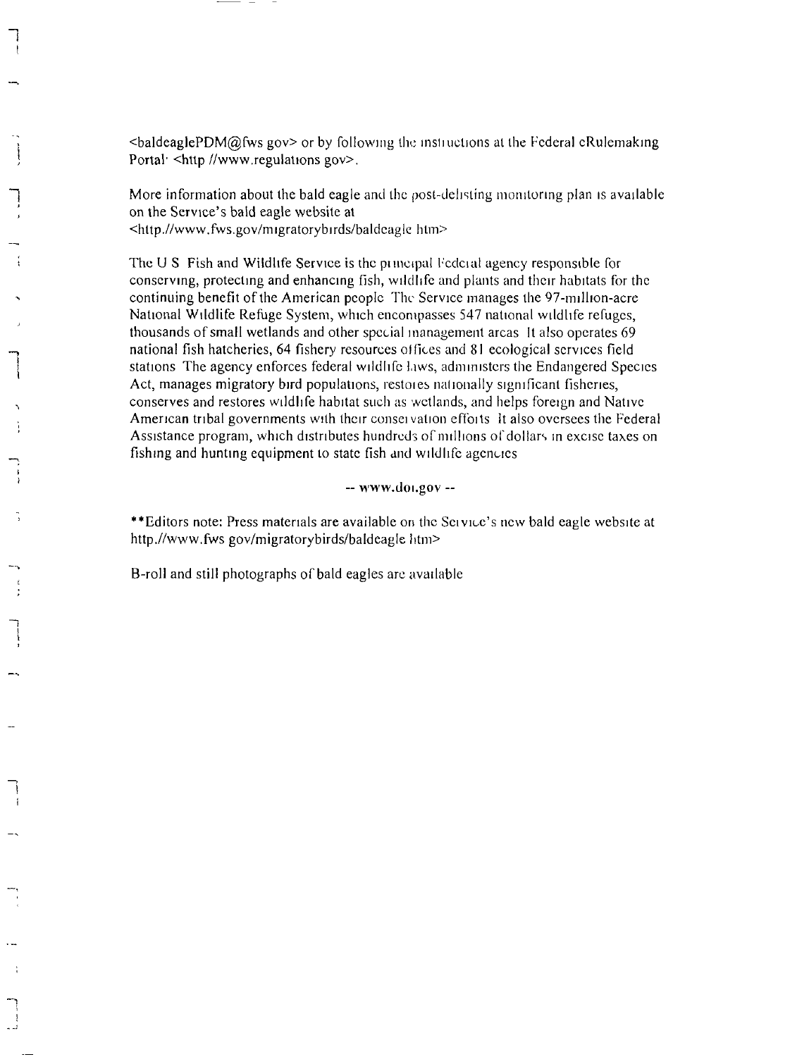<baldeaglePDM@fws gov> or by following the instructions at the Federal eRulemaking Portal: <http //www.regulations gov>.

More information about the bald eagle and the post-delisting monitoring plan is available on the Service's bald eagle website at
<http.//www.fws.gov/migratorybirds/baldeagle htm>

The U S Fish and Wildlife Service is the principal Federal agency responsible for conserving, protecting and enhancing fish, wildlife and plants and their habitats for the continuing benefit of the American people The Service manages the 97-million-acre National Wildlife Refuge System, which encompasses 547 national wildlife refuges, thousands of small wetlands and other special management areas It also operates 69 national fish hatcheries, 64 fishery resources offices and 81 ecological services field stations The agency enforces federal wildlife laws, administers the Endangered Species Act, manages migratory bird populations, restores nationally significant fisheries, conserves and restores wildlife habitat such as wetlands, and helps foreign and Native American tribal governments with their conservation efforts It also oversees the Federal Assistance program, which distributes hundreds of millions of dollars in excise taxes on fishing and hunting equipment to state fish and wildlife agencies

-- www.doi.gov --

**Editors note: Press materials are available on the Service's new bald eagle website at http.//www.fws gov/migratorybirds/baldeagle htm>

B-roll and still photographs of bald eagles are available